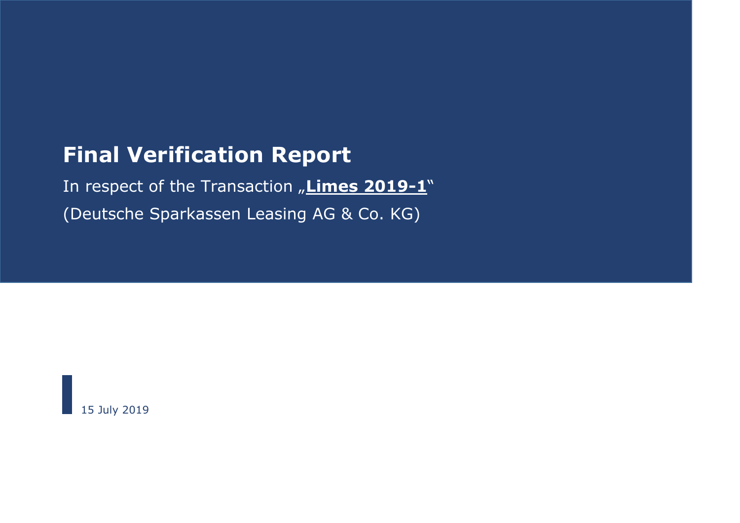# Final Verification Report

In respect of the Transaction „**Limes 2019-1**"

(Deutsche Sparkassen Leasing AG & Co. KG)

15 July 2019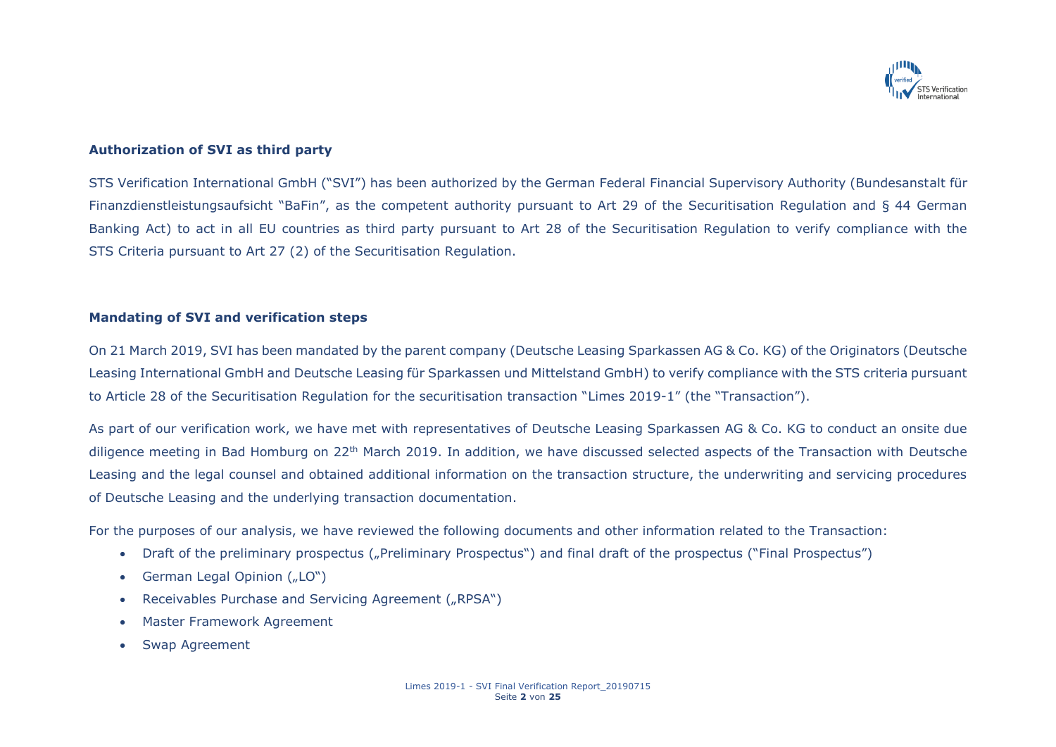## Authorization of SVI as third party

STS Verification International GmbH ("SVI") has been authorized by the German Federal Financial Supervisory Authority (Bundesanstalt für Finanzdienstleistungsaufsicht "BaFin", as the competent authority pursuant to Art 29 of the Securitisation Regulation and § 44 German Banking Act) to act in all EU countries as third party pursuant to Art 28 of the Securitisation Regulation to verify compliance with the STS Criteria pursuant to Art 27 (2) of the Securitisation Regulation.

## Mandating of SVI and verification steps

On 21 March 2019, SVI has been mandated by the parent company (Deutsche Leasing Sparkassen AG & Co. KG) of the Originators (Deutsche Leasing International GmbH and Deutsche Leasing für Sparkassen und Mittelstand GmbH) to verify compliance with the STS criteria pursuant to Article 28 of the Securitisation Regulation for the securitisation transaction "Limes 2019-1" (the "Transaction").

As part of our verification work, we have met with representatives of Deutsche Leasing Sparkassen AG & Co. KG to conduct an onsite due diligence meeting in Bad Homburg on 22th March 2019. In addition, we have discussed selected aspects of the Transaction with Deutsche Leasing and the legal counsel and obtained additional information on the transaction structure, the underwriting and servicing procedures of Deutsche Leasing and the underlying transaction documentation.

For the purposes of our analysis, we have reviewed the following documents and other information related to the Transaction:

- Draft of the preliminary prospectus („Preliminary Prospectus") and final draft of the prospectus ("Final Prospectus")
- German Legal Opinion („LO")
- Receivables Purchase and Servicing Agreement („RPSA")
- Master Framework Agreement
- Swap Agreement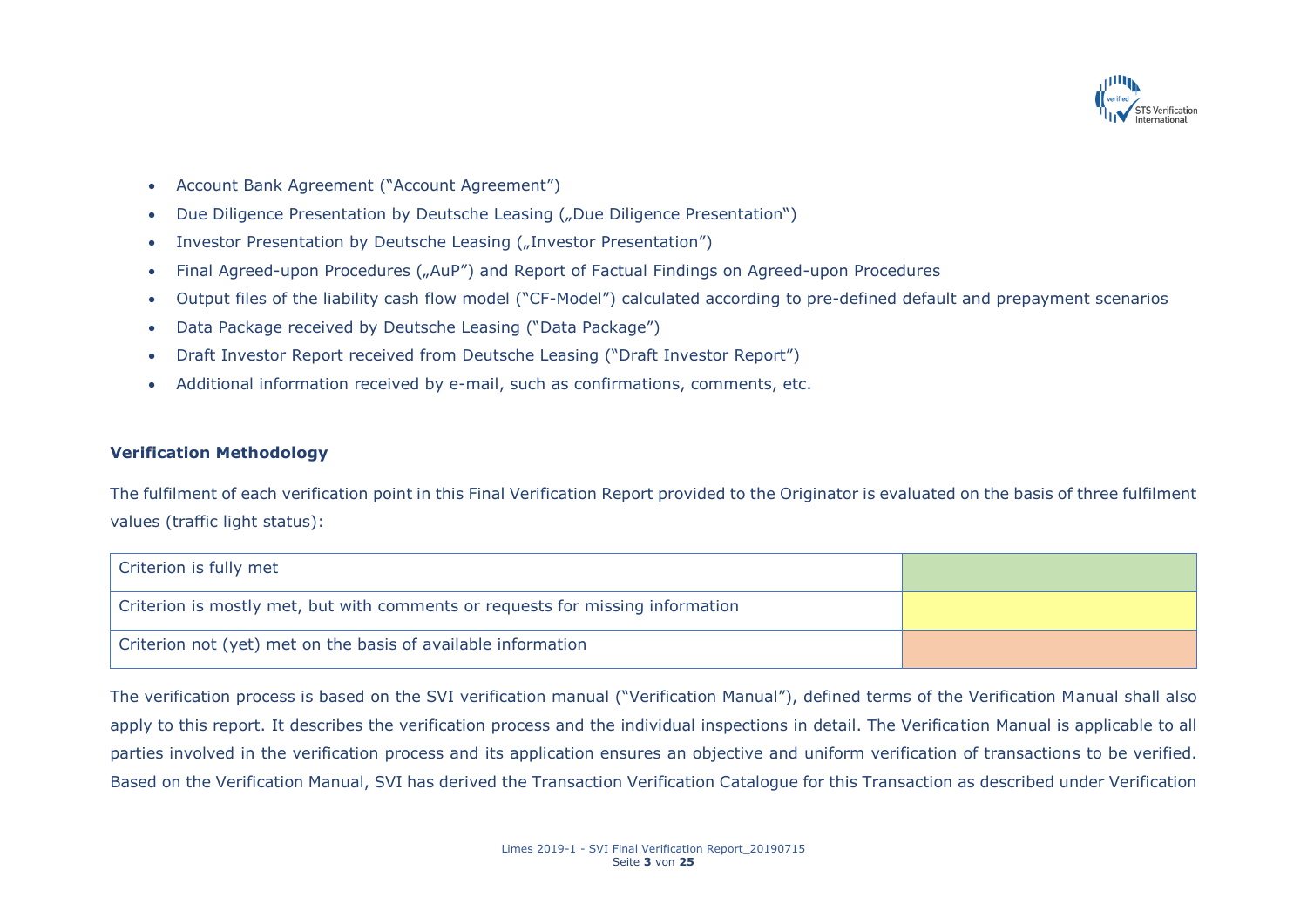- Account Bank Agreement ("Account Agreement")
- Due Diligence Presentation by Deutsche Leasing („Due Diligence Presentation")
- Investor Presentation by Deutsche Leasing („Investor Presentation")
- Final Agreed-upon Procedures („AuP") and Report of Factual Findings on Agreed-upon Procedures
- Output files of the liability cash flow model ("CF-Model") calculated according to pre-defined default and prepayment scenarios
- Data Package received by Deutsche Leasing ("Data Package")
- Draft Investor Report received from Deutsche Leasing ("Draft Investor Report")
- Additional information received by e-mail, such as confirmations, comments, etc.

### Verification Methodology

The fulfilment of each verification point in this Final Verification Report provided to the Originator is evaluated on the basis of three fulfilment values (traffic light status):

| Criterion | Status |
|---|---|
| Criterion is fully met | (green) |
| Criterion is mostly met, but with comments or requests for missing information | (yellow) |
| Criterion not (yet) met on the basis of available information | (orange) |

The verification process is based on the SVI verification manual ("Verification Manual"), defined terms of the Verification Manual shall also apply to this report. It describes the verification process and the individual inspections in detail. The Verification Manual is applicable to all parties involved in the verification process and its application ensures an objective and uniform verification of transactions to be verified. Based on the Verification Manual, SVI has derived the Transaction Verification Catalogue for this Transaction as described under Verification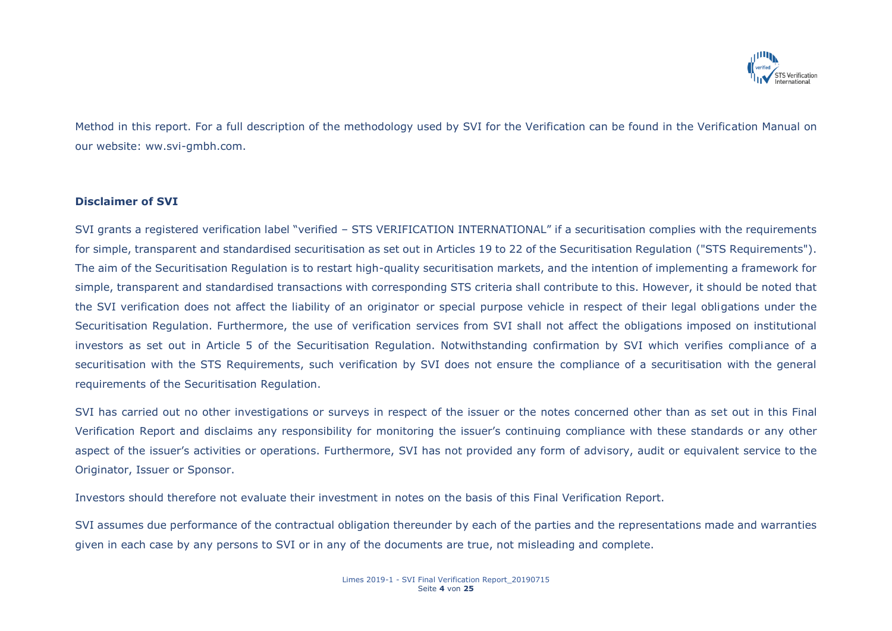Method in this report. For a full description of the methodology used by SVI for the Verification can be found in the Verification Manual on our website: ww.svi-gmbh.com.

**Disclaimer of SVI**

SVI grants a registered verification label "verified – STS VERIFICATION INTERNATIONAL" if a securitisation complies with the requirements for simple, transparent and standardised securitisation as set out in Articles 19 to 22 of the Securitisation Regulation ("STS Requirements"). The aim of the Securitisation Regulation is to restart high-quality securitisation markets, and the intention of implementing a framework for simple, transparent and standardised transactions with corresponding STS criteria shall contribute to this. However, it should be noted that the SVI verification does not affect the liability of an originator or special purpose vehicle in respect of their legal obligations under the Securitisation Regulation. Furthermore, the use of verification services from SVI shall not affect the obligations imposed on institutional investors as set out in Article 5 of the Securitisation Regulation. Notwithstanding confirmation by SVI which verifies compliance of a securitisation with the STS Requirements, such verification by SVI does not ensure the compliance of a securitisation with the general requirements of the Securitisation Regulation.

SVI has carried out no other investigations or surveys in respect of the issuer or the notes concerned other than as set out in this Final Verification Report and disclaims any responsibility for monitoring the issuer's continuing compliance with these standards or any other aspect of the issuer's activities or operations. Furthermore, SVI has not provided any form of advisory, audit or equivalent service to the Originator, Issuer or Sponsor.

Investors should therefore not evaluate their investment in notes on the basis of this Final Verification Report.

SVI assumes due performance of the contractual obligation thereunder by each of the parties and the representations made and warranties given in each case by any persons to SVI or in any of the documents are true, not misleading and complete.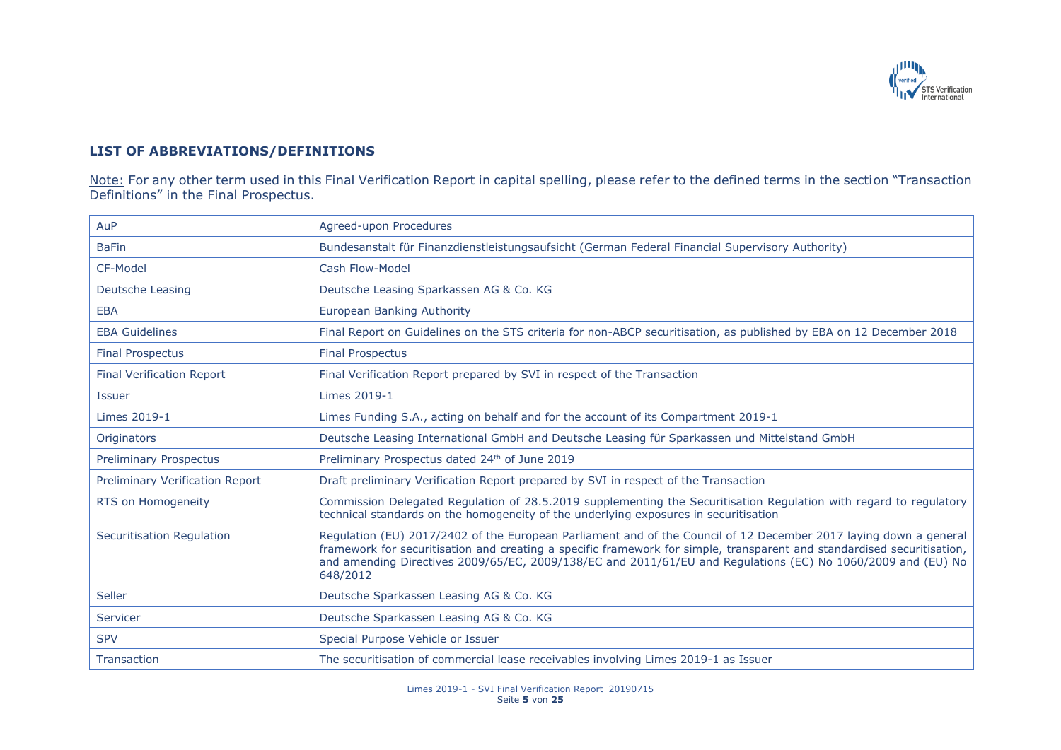## LIST OF ABBREVIATIONS/DEFINITIONS

Note: For any other term used in this Final Verification Report in capital spelling, please refer to the defined terms in the section "Transaction Definitions" in the Final Prospectus.

| | |
|---|---|
| AuP | Agreed-upon Procedures |
| BaFin | Bundesanstalt für Finanzdienstleistungsaufsicht (German Federal Financial Supervisory Authority) |
| CF-Model | Cash Flow-Model |
| Deutsche Leasing | Deutsche Leasing Sparkassen AG & Co. KG |
| EBA | European Banking Authority |
| EBA Guidelines | Final Report on Guidelines on the STS criteria for non-ABCP securitisation, as published by EBA on 12 December 2018 |
| Final Prospectus | Final Prospectus |
| Final Verification Report | Final Verification Report prepared by SVI in respect of the Transaction |
| Issuer | Limes 2019-1 |
| Limes 2019-1 | Limes Funding S.A., acting on behalf and for the account of its Compartment 2019-1 |
| Originators | Deutsche Leasing International GmbH and Deutsche Leasing für Sparkassen und Mittelstand GmbH |
| Preliminary Prospectus | Preliminary Prospectus dated 24th of June 2019 |
| Preliminary Verification Report | Draft preliminary Verification Report prepared by SVI in respect of the Transaction |
| RTS on Homogeneity | Commission Delegated Regulation of 28.5.2019 supplementing the Securitisation Regulation with regard to regulatory technical standards on the homogeneity of the underlying exposures in securitisation |
| Securitisation Regulation | Regulation (EU) 2017/2402 of the European Parliament and of the Council of 12 December 2017 laying down a general framework for securitisation and creating a specific framework for simple, transparent and standardised securitisation, and amending Directives 2009/65/EC, 2009/138/EC and 2011/61/EU and Regulations (EC) No 1060/2009 and (EU) No 648/2012 |
| Seller | Deutsche Sparkassen Leasing AG & Co. KG |
| Servicer | Deutsche Sparkassen Leasing AG & Co. KG |
| SPV | Special Purpose Vehicle or Issuer |
| Transaction | The securitisation of commercial lease receivables involving Limes 2019-1 as Issuer |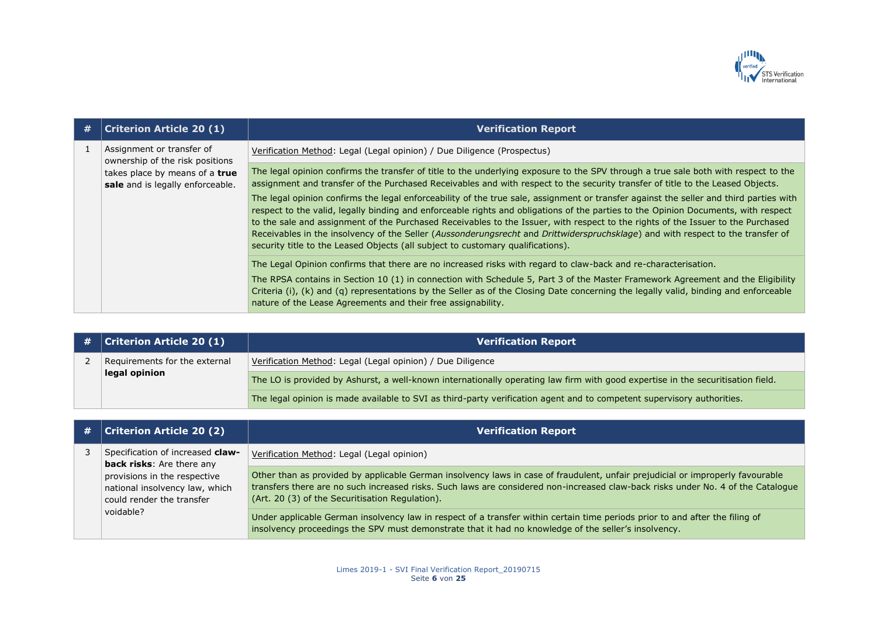| # | Criterion Article 20 (1) | Verification Report |
|---|---|---|
| 1 | Assignment or transfer of ownership of the risk positions takes place by means of a **true sale** and is legally enforceable. | Verification Method: Legal (Legal opinion) / Due Diligence (Prospectus) |
| | | The legal opinion confirms the transfer of title to the underlying exposure to the SPV through a true sale both with respect to the assignment and transfer of the Purchased Receivables and with respect to the security transfer of title to the Leased Objects.<br><br>The legal opinion confirms the legal enforceability of the true sale, assignment or transfer against the seller and third parties with respect to the valid, legally binding and enforceable rights and obligations of the parties to the Opinion Documents, with respect to the sale and assignment of the Purchased Receivables to the Issuer, with respect to the rights of the Issuer to the Purchased Receivables in the insolvency of the Seller (*Aussonderungsrecht* and *Drittwiderspruchsklage*) and with respect to the transfer of security title to the Leased Objects (all subject to customary qualifications). |
| | | The Legal Opinion confirms that there are no increased risks with regard to claw-back and re-characterisation.<br><br>The RPSA contains in Section 10 (1) in connection with Schedule 5, Part 3 of the Master Framework Agreement and the Eligibility Criteria (i), (k) and (q) representations by the Seller as of the Closing Date concerning the legally valid, binding and enforceable nature of the Lease Agreements and their free assignability. |

| # | Criterion Article 20 (1) | Verification Report |
|---|---|---|
| 2 | Requirements for the external **legal opinion** | Verification Method: Legal (Legal opinion) / Due Diligence |
| | | The LO is provided by Ashurst, a well-known internationally operating law firm with good expertise in the securitisation field. |
| | | The legal opinion is made available to SVI as third-party verification agent and to competent supervisory authorities. |

| # | Criterion Article 20 (2) | Verification Report |
|---|---|---|
| 3 | Specification of increased **claw-back risks**: Are there any provisions in the respective national insolvency law, which could render the transfer voidable? | Verification Method: Legal (Legal opinion) |
| | | Other than as provided by applicable German insolvency laws in case of fraudulent, unfair prejudicial or improperly favourable transfers there are no such increased risks. Such laws are considered non-increased claw-back risks under No. 4 of the Catalogue (Art. 20 (3) of the Securitisation Regulation). |
| | | Under applicable German insolvency law in respect of a transfer within certain time periods prior to and after the filing of insolvency proceedings the SPV must demonstrate that it had no knowledge of the seller's insolvency. |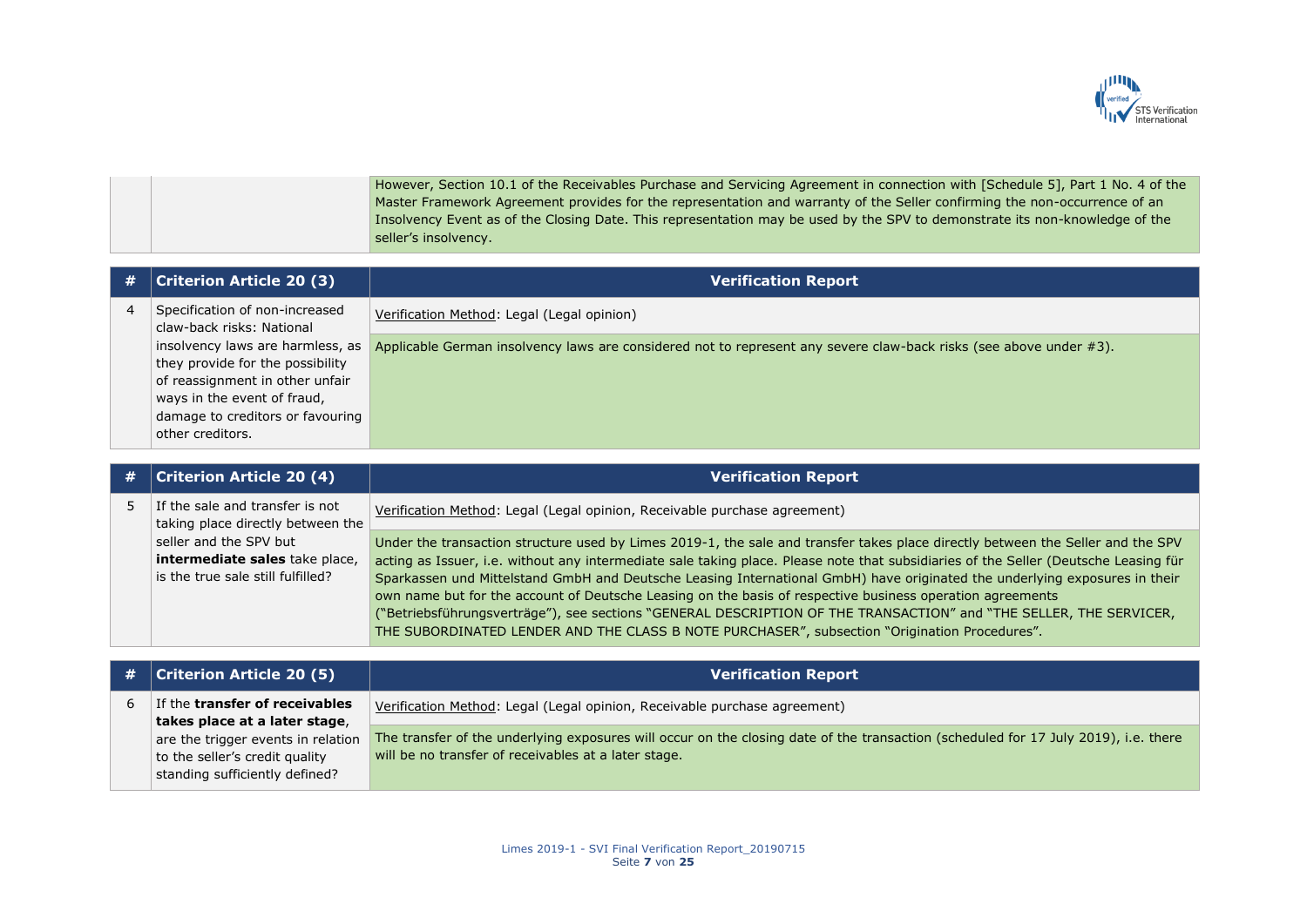| | | However, Section 10.1 of the Receivables Purchase and Servicing Agreement in connection with [Schedule 5], Part 1 No. 4 of the Master Framework Agreement provides for the representation and warranty of the Seller confirming the non-occurrence of an Insolvency Event as of the Closing Date. This representation may be used by the SPV to demonstrate its non-knowledge of the seller's insolvency. |
|---|---|---|

| # | Criterion Article 20 (3) | Verification Report |
|---|---|---|
| 4 | Specification of non-increased claw-back risks: National insolvency laws are harmless, as they provide for the possibility of reassignment in other unfair ways in the event of fraud, damage to creditors or favouring other creditors. | Verification Method: Legal (Legal opinion) |
| | | Applicable German insolvency laws are considered not to represent any severe claw-back risks (see above under #3). |

| # | Criterion Article 20 (4) | Verification Report |
|---|---|---|
| 5 | If the sale and transfer is not taking place directly between the seller and the SPV but **intermediate sales** take place, is the true sale still fulfilled? | Verification Method: Legal (Legal opinion, Receivable purchase agreement) |
| | | Under the transaction structure used by Limes 2019-1, the sale and transfer takes place directly between the Seller and the SPV acting as Issuer, i.e. without any intermediate sale taking place. Please note that subsidiaries of the Seller (Deutsche Leasing für Sparkassen und Mittelstand GmbH and Deutsche Leasing International GmbH) have originated the underlying exposures in their own name but for the account of Deutsche Leasing on the basis of respective business operation agreements ("Betriebsführungsverträge"), see sections "GENERAL DESCRIPTION OF THE TRANSACTION" and "THE SELLER, THE SERVICER, THE SUBORDINATED LENDER AND THE CLASS B NOTE PURCHASER", subsection "Origination Procedures". |

| # | Criterion Article 20 (5) | Verification Report |
|---|---|---|
| 6 | If the **transfer of receivables takes place at a later stage**, are the trigger events in relation to the seller's credit quality standing sufficiently defined? | Verification Method: Legal (Legal opinion, Receivable purchase agreement) |
| | | The transfer of the underlying exposures will occur on the closing date of the transaction (scheduled for 17 July 2019), i.e. there will be no transfer of receivables at a later stage. |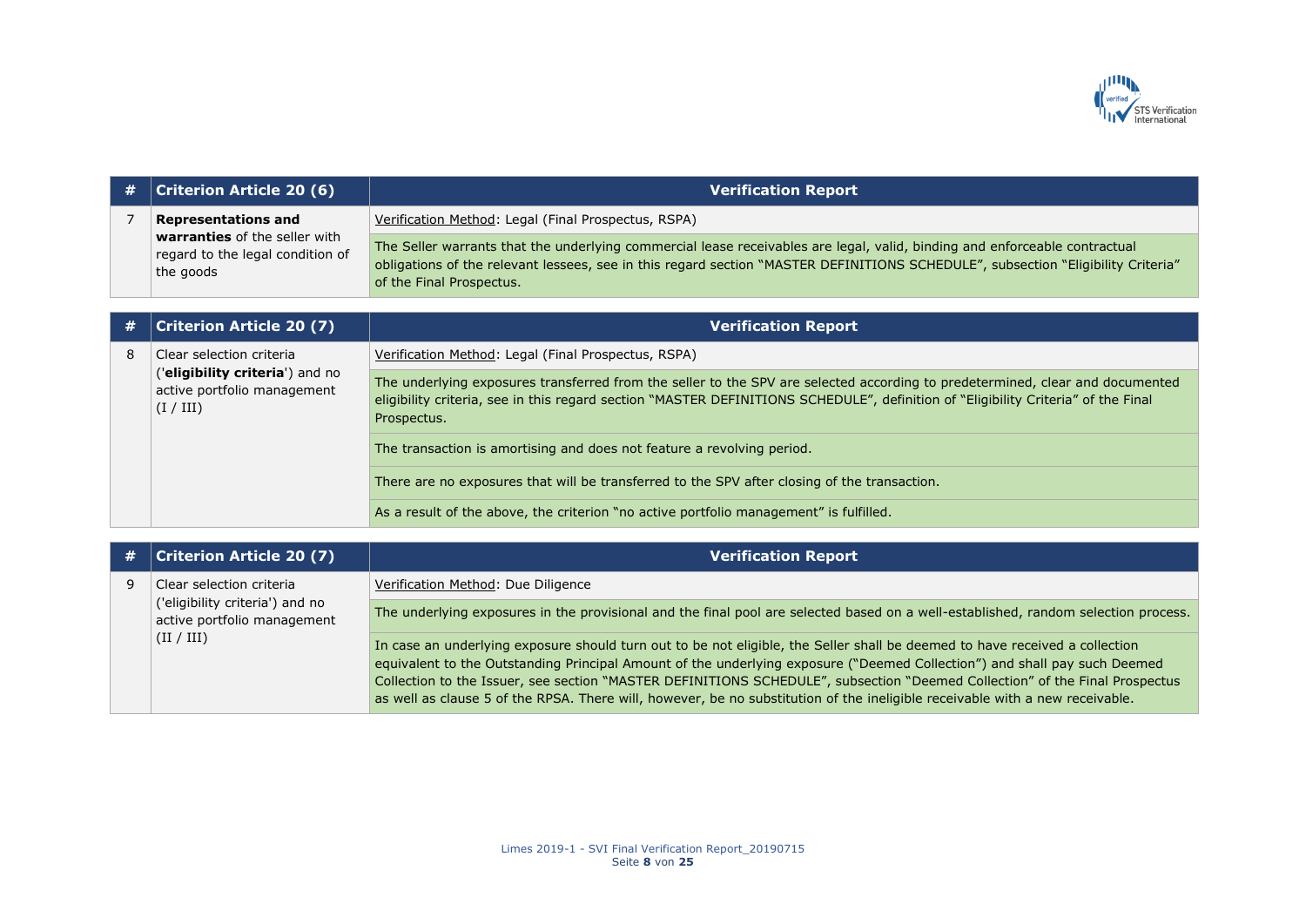| # | Criterion Article 20 (6) | Verification Report |
|---|---|---|
| 7 | **Representations and warranties** of the seller with regard to the legal condition of the goods | Verification Method: Legal (Final Prospectus, RSPA) |
| | | The Seller warrants that the underlying commercial lease receivables are legal, valid, binding and enforceable contractual obligations of the relevant lessees, see in this regard section "MASTER DEFINITIONS SCHEDULE", subsection "Eligibility Criteria" of the Final Prospectus. |

| # | Criterion Article 20 (7) | Verification Report |
|---|---|---|
| 8 | Clear selection criteria ('**eligibility criteria**') and no active portfolio management (I / III) | Verification Method: Legal (Final Prospectus, RSPA) |
| | | The underlying exposures transferred from the seller to the SPV are selected according to predetermined, clear and documented eligibility criteria, see in this regard section "MASTER DEFINITIONS SCHEDULE", definition of "Eligibility Criteria" of the Final Prospectus. |
| | | The transaction is amortising and does not feature a revolving period. |
| | | There are no exposures that will be transferred to the SPV after closing of the transaction. |
| | | As a result of the above, the criterion "no active portfolio management" is fulfilled. |

| # | Criterion Article 20 (7) | Verification Report |
|---|---|---|
| 9 | Clear selection criteria ('eligibility criteria') and no active portfolio management (II / III) | Verification Method: Due Diligence |
| | | The underlying exposures in the provisional and the final pool are selected based on a well-established, random selection process. |
| | | In case an underlying exposure should turn out to be not eligible, the Seller shall be deemed to have received a collection equivalent to the Outstanding Principal Amount of the underlying exposure ("Deemed Collection") and shall pay such Deemed Collection to the Issuer, see section "MASTER DEFINITIONS SCHEDULE", subsection "Deemed Collection" of the Final Prospectus as well as clause 5 of the RPSA. There will, however, be no substitution of the ineligible receivable with a new receivable. |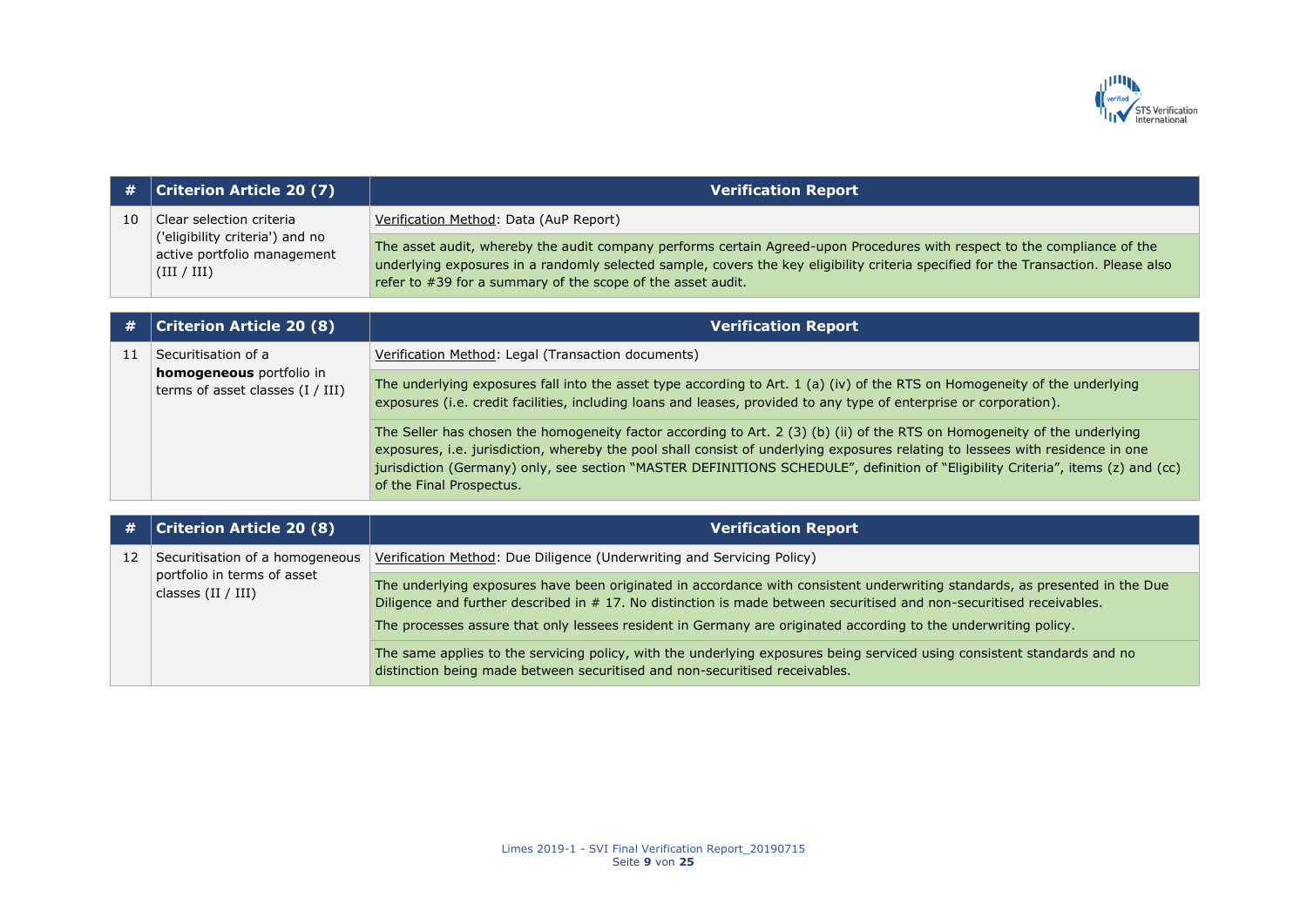| # | Criterion Article 20 (7) | Verification Report |
|---|---|---|
| 10 | Clear selection criteria ('eligibility criteria') and no active portfolio management (III / III) | Verification Method: Data (AuP Report) |
| | | The asset audit, whereby the audit company performs certain Agreed-upon Procedures with respect to the compliance of the underlying exposures in a randomly selected sample, covers the key eligibility criteria specified for the Transaction. Please also refer to #39 for a summary of the scope of the asset audit. |

| # | Criterion Article 20 (8) | Verification Report |
|---|---|---|
| 11 | Securitisation of a **homogeneous** portfolio in terms of asset classes (I / III) | Verification Method: Legal (Transaction documents) |
| | | The underlying exposures fall into the asset type according to Art. 1 (a) (iv) of the RTS on Homogeneity of the underlying exposures (i.e. credit facilities, including loans and leases, provided to any type of enterprise or corporation). |
| | | The Seller has chosen the homogeneity factor according to Art. 2 (3) (b) (ii) of the RTS on Homogeneity of the underlying exposures, i.e. jurisdiction, whereby the pool shall consist of underlying exposures relating to lessees with residence in one jurisdiction (Germany) only, see section "MASTER DEFINITIONS SCHEDULE", definition of "Eligibility Criteria", items (z) and (cc) of the Final Prospectus. |

| # | Criterion Article 20 (8) | Verification Report |
|---|---|---|
| 12 | Securitisation of a homogeneous portfolio in terms of asset classes (II / III) | Verification Method: Due Diligence (Underwriting and Servicing Policy) |
| | | The underlying exposures have been originated in accordance with consistent underwriting standards, as presented in the Due Diligence and further described in # 17. No distinction is made between securitised and non-securitised receivables.<br>The processes assure that only lessees resident in Germany are originated according to the underwriting policy. |
| | | The same applies to the servicing policy, with the underlying exposures being serviced using consistent standards and no distinction being made between securitised and non-securitised receivables. |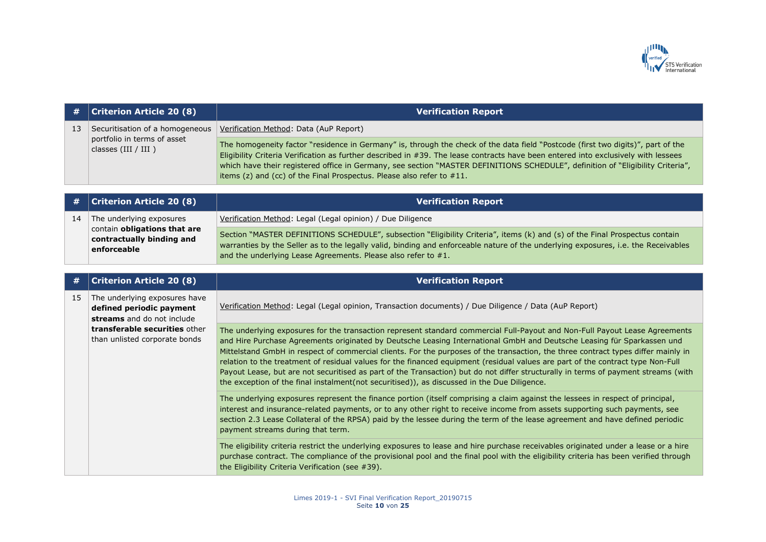| # | Criterion Article 20 (8) | Verification Report |
|---|---|---|
| 13 | Securitisation of a homogeneous portfolio in terms of asset classes (III / III ) | Verification Method: Data (AuP Report) |
| | | The homogeneity factor "residence in Germany" is, through the check of the data field "Postcode (first two digits)", part of the Eligibility Criteria Verification as further described in #39. The lease contracts have been entered into exclusively with lessees which have their registered office in Germany, see section "MASTER DEFINITIONS SCHEDULE", definition of "Eligibility Criteria", items (z) and (cc) of the Final Prospectus. Please also refer to #11. |

| # | Criterion Article 20 (8) | Verification Report |
|---|---|---|
| 14 | The underlying exposures contain **obligations that are contractually binding and enforceable** | Verification Method: Legal (Legal opinion) / Due Diligence |
| | | Section "MASTER DEFINITIONS SCHEDULE", subsection "Eligibility Criteria", items (k) and (s) of the Final Prospectus contain warranties by the Seller as to the legally valid, binding and enforceable nature of the underlying exposures, i.e. the Receivables and the underlying Lease Agreements. Please also refer to #1. |

| # | Criterion Article 20 (8) | Verification Report |
|---|---|---|
| 15 | The underlying exposures have **defined periodic payment streams** and do not include **transferable securities** other than unlisted corporate bonds | Verification Method: Legal (Legal opinion, Transaction documents) / Due Diligence / Data (AuP Report) |
| | | The underlying exposures for the transaction represent standard commercial Full-Payout and Non-Full Payout Lease Agreements and Hire Purchase Agreements originated by Deutsche Leasing International GmbH and Deutsche Leasing für Sparkassen und Mittelstand GmbH in respect of commercial clients. For the purposes of the transaction, the three contract types differ mainly in relation to the treatment of residual values for the financed equipment (residual values are part of the contract type Non-Full Payout Lease, but are not securitised as part of the Transaction) but do not differ structurally in terms of payment streams (with the exception of the final instalment(not securitised)), as discussed in the Due Diligence. |
| | | The underlying exposures represent the finance portion (itself comprising a claim against the lessees in respect of principal, interest and insurance-related payments, or to any other right to receive income from assets supporting such payments, see section 2.3 Lease Collateral of the RPSA) paid by the lessee during the term of the lease agreement and have defined periodic payment streams during that term. |
| | | The eligibility criteria restrict the underlying exposures to lease and hire purchase receivables originated under a lease or a hire purchase contract. The compliance of the provisional pool and the final pool with the eligibility criteria has been verified through the Eligibility Criteria Verification (see #39). |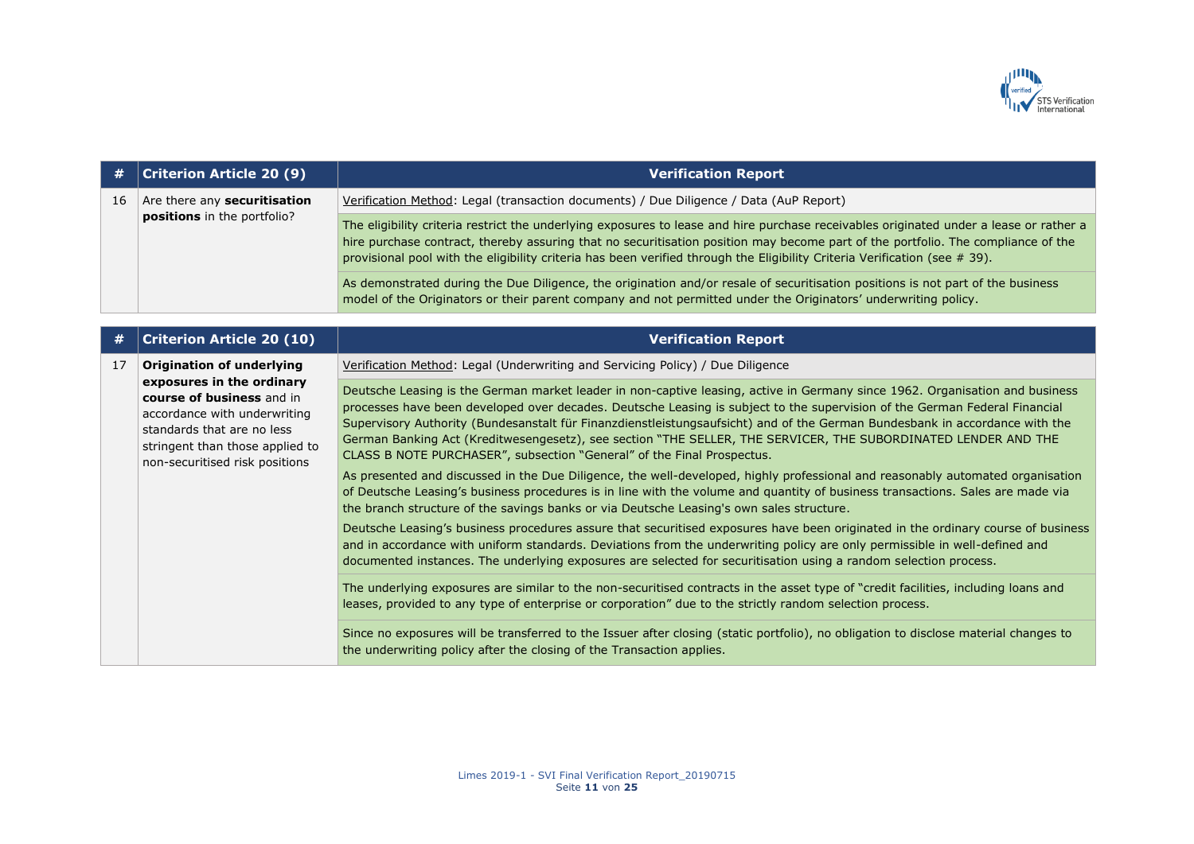| # | Criterion Article 20 (9) | Verification Report |
|---|---|---|
| 16 | Are there any **securitisation positions** in the portfolio? | Verification Method: Legal (transaction documents) / Due Diligence / Data (AuP Report) |
| | | The eligibility criteria restrict the underlying exposures to lease and hire purchase receivables originated under a lease or rather a hire purchase contract, thereby assuring that no securitisation position may become part of the portfolio. The compliance of the provisional pool with the eligibility criteria has been verified through the Eligibility Criteria Verification (see # 39). |
| | | As demonstrated during the Due Diligence, the origination and/or resale of securitisation positions is not part of the business model of the Originators or their parent company and not permitted under the Originators' underwriting policy. |

| # | Criterion Article 20 (10) | Verification Report |
|---|---|---|
| 17 | **Origination of underlying exposures in the ordinary course of business** and in accordance with underwriting standards that are no less stringent than those applied to non-securitised risk positions | Verification Method: Legal (Underwriting and Servicing Policy) / Due Diligence |
| | | Deutsche Leasing is the German market leader in non-captive leasing, active in Germany since 1962. Organisation and business processes have been developed over decades. Deutsche Leasing is subject to the supervision of the German Federal Financial Supervisory Authority (Bundesanstalt für Finanzdienstleistungsaufsicht) and of the German Bundesbank in accordance with the German Banking Act (Kreditwesengesetz), see section "THE SELLER, THE SERVICER, THE SUBORDINATED LENDER AND THE CLASS B NOTE PURCHASER", subsection "General" of the Final Prospectus.<br><br>As presented and discussed in the Due Diligence, the well-developed, highly professional and reasonably automated organisation of Deutsche Leasing's business procedures is in line with the volume and quantity of business transactions. Sales are made via the branch structure of the savings banks or via Deutsche Leasing's own sales structure.<br><br>Deutsche Leasing's business procedures assure that securitised exposures have been originated in the ordinary course of business and in accordance with uniform standards. Deviations from the underwriting policy are only permissible in well-defined and documented instances. The underlying exposures are selected for securitisation using a random selection process. |
| | | The underlying exposures are similar to the non-securitised contracts in the asset type of "credit facilities, including loans and leases, provided to any type of enterprise or corporation" due to the strictly random selection process. |
| | | Since no exposures will be transferred to the Issuer after closing (static portfolio), no obligation to disclose material changes to the underwriting policy after the closing of the Transaction applies. |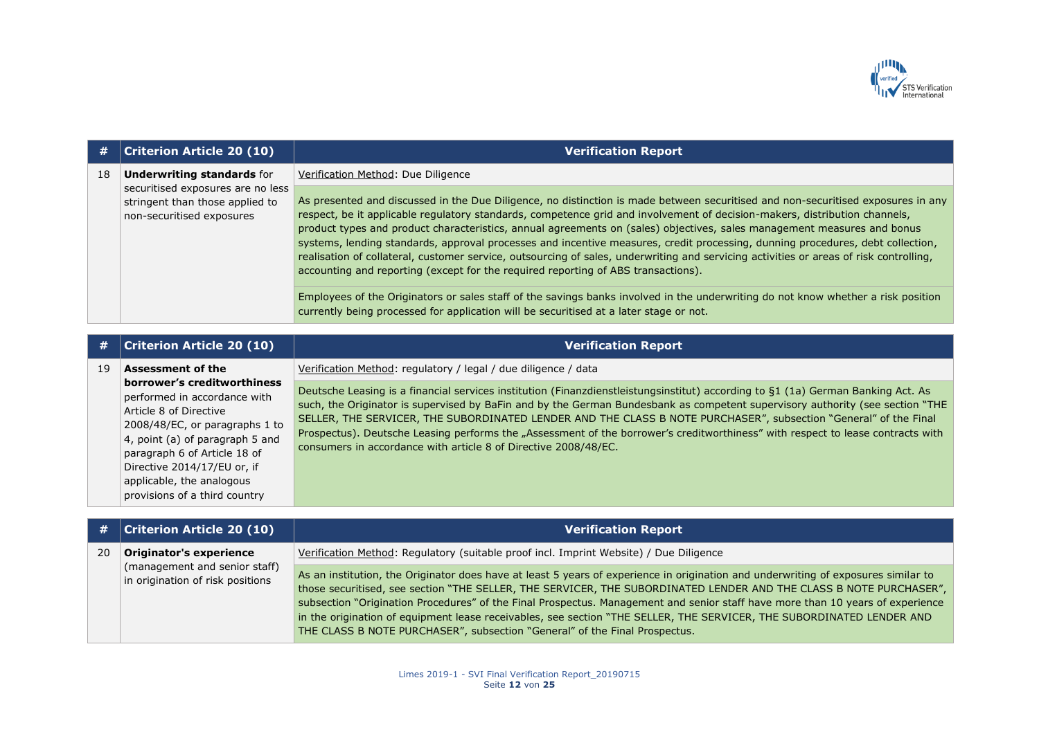| # | Criterion Article 20 (10) | Verification Report |
|---|---|---|
| 18 | **Underwriting standards** for securitised exposures are no less stringent than those applied to non-securitised exposures | Verification Method: Due Diligence |
| | | As presented and discussed in the Due Diligence, no distinction is made between securitised and non-securitised exposures in any respect, be it applicable regulatory standards, competence grid and involvement of decision-makers, distribution channels, product types and product characteristics, annual agreements on (sales) objectives, sales management measures and bonus systems, lending standards, approval processes and incentive measures, credit processing, dunning procedures, debt collection, realisation of collateral, customer service, outsourcing of sales, underwriting and servicing activities or areas of risk controlling, accounting and reporting (except for the required reporting of ABS transactions). |
| | | Employees of the Originators or sales staff of the savings banks involved in the underwriting do not know whether a risk position currently being processed for application will be securitised at a later stage or not. |

| # | Criterion Article 20 (10) | Verification Report |
|---|---|---|
| 19 | **Assessment of the borrower's creditworthiness** performed in accordance with Article 8 of Directive 2008/48/EC, or paragraphs 1 to 4, point (a) of paragraph 5 and paragraph 6 of Article 18 of Directive 2014/17/EU or, if applicable, the analogous provisions of a third country | Verification Method: regulatory / legal / due diligence / data |
| | | Deutsche Leasing is a financial services institution (Finanzdienstleistungsinstitut) according to §1 (1a) German Banking Act. As such, the Originator is supervised by BaFin and by the German Bundesbank as competent supervisory authority (see section "THE SELLER, THE SERVICER, THE SUBORDINATED LENDER AND THE CLASS B NOTE PURCHASER", subsection "General" of the Final Prospectus). Deutsche Leasing performs the „Assessment of the borrower's creditworthiness" with respect to lease contracts with consumers in accordance with article 8 of Directive 2008/48/EC. |

| # | Criterion Article 20 (10) | Verification Report |
|---|---|---|
| 20 | **Originator's experience** (management and senior staff) in origination of risk positions | Verification Method: Regulatory (suitable proof incl. Imprint Website) / Due Diligence |
| | | As an institution, the Originator does have at least 5 years of experience in origination and underwriting of exposures similar to those securitised, see section "THE SELLER, THE SERVICER, THE SUBORDINATED LENDER AND THE CLASS B NOTE PURCHASER", subsection "Origination Procedures" of the Final Prospectus. Management and senior staff have more than 10 years of experience in the origination of equipment lease receivables, see section "THE SELLER, THE SERVICER, THE SUBORDINATED LENDER AND THE CLASS B NOTE PURCHASER", subsection "General" of the Final Prospectus. |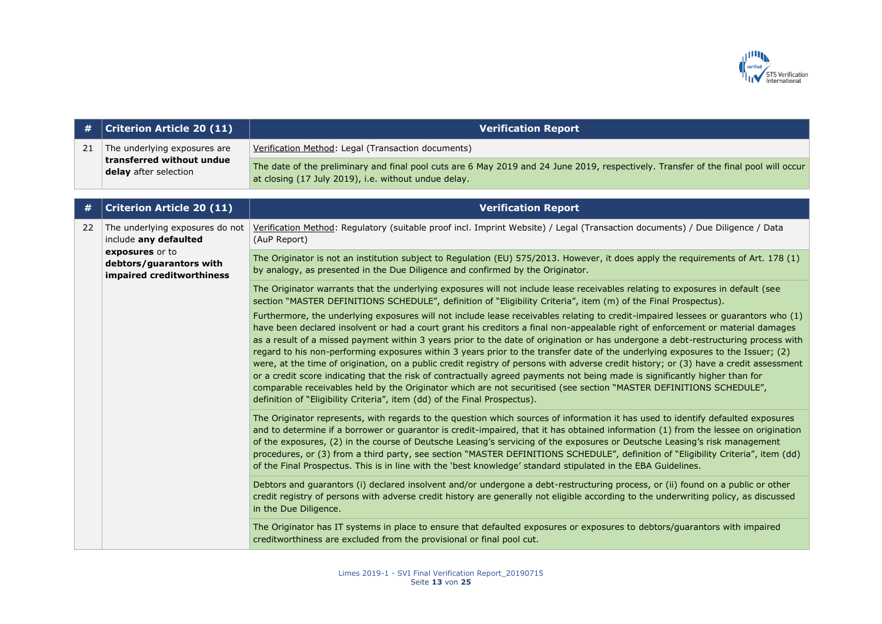| # | Criterion Article 20 (11) | Verification Report |
|---|---|---|
| 21 | The underlying exposures are **transferred without undue delay** after selection | Verification Method: Legal (Transaction documents) |
| | | The date of the preliminary and final pool cuts are 6 May 2019 and 24 June 2019, respectively. Transfer of the final pool will occur at closing (17 July 2019), i.e. without undue delay. |

| # | Criterion Article 20 (11) | Verification Report |
|---|---|---|
| 22 | The underlying exposures do not include **any defaulted exposures** or to **debtors/guarantors with impaired creditworthiness** | Verification Method: Regulatory (suitable proof incl. Imprint Website) / Legal (Transaction documents) / Due Diligence / Data (AuP Report) |
| | | The Originator is not an institution subject to Regulation (EU) 575/2013. However, it does apply the requirements of Art. 178 (1) by analogy, as presented in the Due Diligence and confirmed by the Originator. |
| | | The Originator warrants that the underlying exposures will not include lease receivables relating to exposures in default (see section "MASTER DEFINITIONS SCHEDULE", definition of "Eligibility Criteria", item (m) of the Final Prospectus).<br><br>Furthermore, the underlying exposures will not include lease receivables relating to credit-impaired lessees or guarantors who (1) have been declared insolvent or had a court grant his creditors a final non-appealable right of enforcement or material damages as a result of a missed payment within 3 years prior to the date of origination or has undergone a debt-restructuring process with regard to his non-performing exposures within 3 years prior to the transfer date of the underlying exposures to the Issuer; (2) were, at the time of origination, on a public credit registry of persons with adverse credit history; or (3) have a credit assessment or a credit score indicating that the risk of contractually agreed payments not being made is significantly higher than for comparable receivables held by the Originator which are not securitised (see section "MASTER DEFINITIONS SCHEDULE", definition of "Eligibility Criteria", item (dd) of the Final Prospectus). |
| | | The Originator represents, with regards to the question which sources of information it has used to identify defaulted exposures and to determine if a borrower or guarantor is credit-impaired, that it has obtained information (1) from the lessee on origination of the exposures, (2) in the course of Deutsche Leasing's servicing of the exposures or Deutsche Leasing's risk management procedures, or (3) from a third party, see section "MASTER DEFINITIONS SCHEDULE", definition of "Eligibility Criteria", item (dd) of the Final Prospectus. This is in line with the 'best knowledge' standard stipulated in the EBA Guidelines. |
| | | Debtors and guarantors (i) declared insolvent and/or undergone a debt-restructuring process, or (ii) found on a public or other credit registry of persons with adverse credit history are generally not eligible according to the underwriting policy, as discussed in the Due Diligence. |
| | | The Originator has IT systems in place to ensure that defaulted exposures or exposures to debtors/guarantors with impaired creditworthiness are excluded from the provisional or final pool cut. |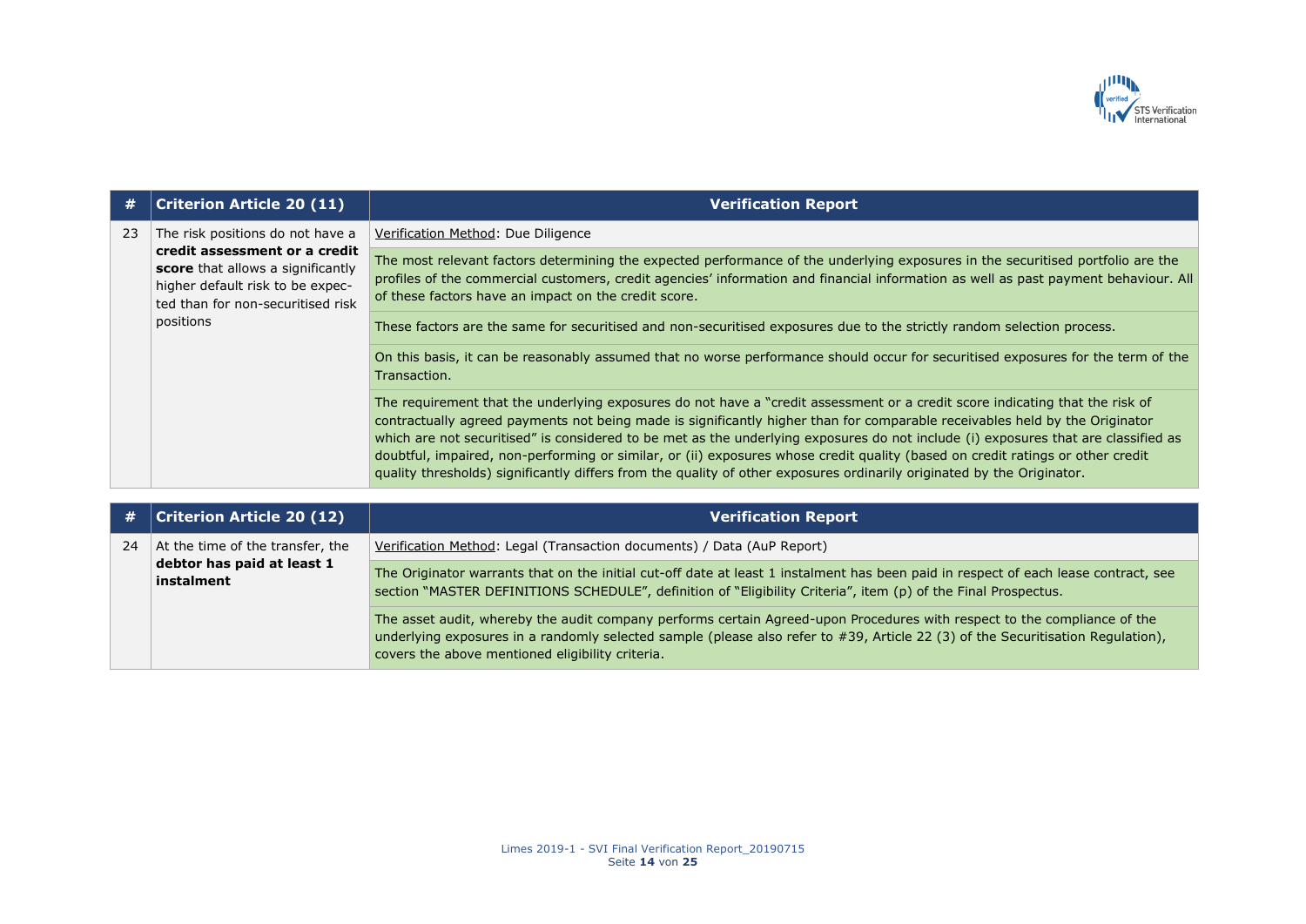| # | Criterion Article 20 (11) | Verification Report |
|---|---|---|
| 23 | The risk positions do not have a **credit assessment or a credit score** that allows a significantly higher default risk to be expected than for non-securitised risk positions | Verification Method: Due Diligence |
| | | The most relevant factors determining the expected performance of the underlying exposures in the securitised portfolio are the profiles of the commercial customers, credit agencies' information and financial information as well as past payment behaviour. All of these factors have an impact on the credit score. |
| | | These factors are the same for securitised and non-securitised exposures due to the strictly random selection process. |
| | | On this basis, it can be reasonably assumed that no worse performance should occur for securitised exposures for the term of the Transaction. |
| | | The requirement that the underlying exposures do not have a "credit assessment or a credit score indicating that the risk of contractually agreed payments not being made is significantly higher than for comparable receivables held by the Originator which are not securitised" is considered to be met as the underlying exposures do not include (i) exposures that are classified as doubtful, impaired, non-performing or similar, or (ii) exposures whose credit quality (based on credit ratings or other credit quality thresholds) significantly differs from the quality of other exposures ordinarily originated by the Originator. |

| # | Criterion Article 20 (12) | Verification Report |
|---|---|---|
| 24 | At the time of the transfer, the **debtor has paid at least 1 instalment** | Verification Method: Legal (Transaction documents) / Data (AuP Report) |
| | | The Originator warrants that on the initial cut-off date at least 1 instalment has been paid in respect of each lease contract, see section "MASTER DEFINITIONS SCHEDULE", definition of "Eligibility Criteria", item (p) of the Final Prospectus. |
| | | The asset audit, whereby the audit company performs certain Agreed-upon Procedures with respect to the compliance of the underlying exposures in a randomly selected sample (please also refer to #39, Article 22 (3) of the Securitisation Regulation), covers the above mentioned eligibility criteria. |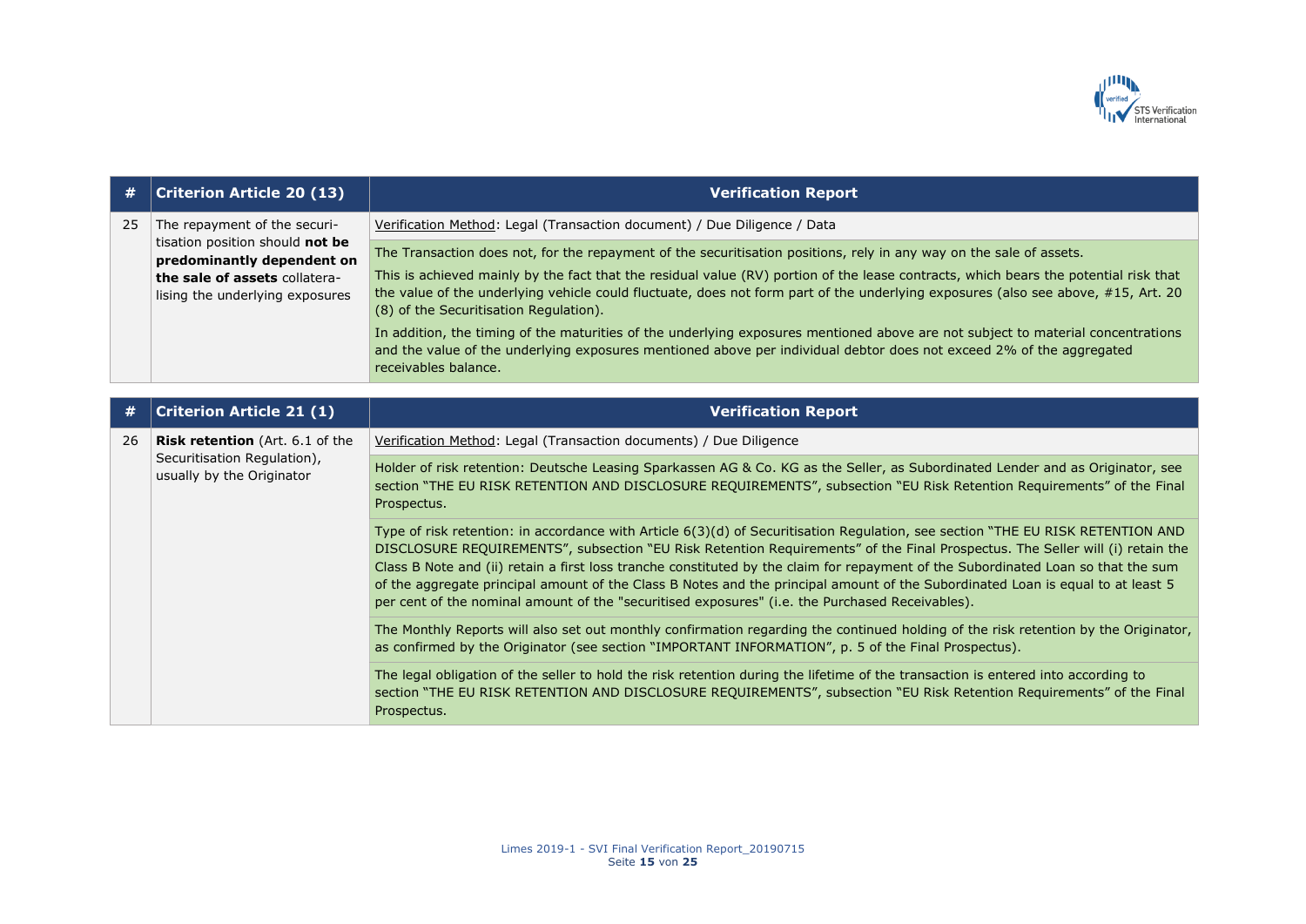| # | Criterion Article 20 (13) | Verification Report |
|---|---|---|
| 25 | The repayment of the securitisation position should **not be predominantly dependent on the sale of assets** collateralising the underlying exposures | Verification Method: Legal (Transaction document) / Due Diligence / Data |
| | | The Transaction does not, for the repayment of the securitisation positions, rely in any way on the sale of assets.<br><br>This is achieved mainly by the fact that the residual value (RV) portion of the lease contracts, which bears the potential risk that the value of the underlying vehicle could fluctuate, does not form part of the underlying exposures (also see above, #15, Art. 20 (8) of the Securitisation Regulation).<br><br>In addition, the timing of the maturities of the underlying exposures mentioned above are not subject to material concentrations and the value of the underlying exposures mentioned above per individual debtor does not exceed 2% of the aggregated receivables balance. |

| # | Criterion Article 21 (1) | Verification Report |
|---|---|---|
| 26 | **Risk retention** (Art. 6.1 of the Securitisation Regulation), usually by the Originator | Verification Method: Legal (Transaction documents) / Due Diligence |
| | | Holder of risk retention: Deutsche Leasing Sparkassen AG & Co. KG as the Seller, as Subordinated Lender and as Originator, see section "THE EU RISK RETENTION AND DISCLOSURE REQUIREMENTS", subsection "EU Risk Retention Requirements" of the Final Prospectus. |
| | | Type of risk retention: in accordance with Article 6(3)(d) of Securitisation Regulation, see section "THE EU RISK RETENTION AND DISCLOSURE REQUIREMENTS", subsection "EU Risk Retention Requirements" of the Final Prospectus. The Seller will (i) retain the Class B Note and (ii) retain a first loss tranche constituted by the claim for repayment of the Subordinated Loan so that the sum of the aggregate principal amount of the Class B Notes and the principal amount of the Subordinated Loan is equal to at least 5 per cent of the nominal amount of the "securitised exposures" (i.e. the Purchased Receivables). |
| | | The Monthly Reports will also set out monthly confirmation regarding the continued holding of the risk retention by the Originator, as confirmed by the Originator (see section "IMPORTANT INFORMATION", p. 5 of the Final Prospectus). |
| | | The legal obligation of the seller to hold the risk retention during the lifetime of the transaction is entered into according to section "THE EU RISK RETENTION AND DISCLOSURE REQUIREMENTS", subsection "EU Risk Retention Requirements" of the Final Prospectus. |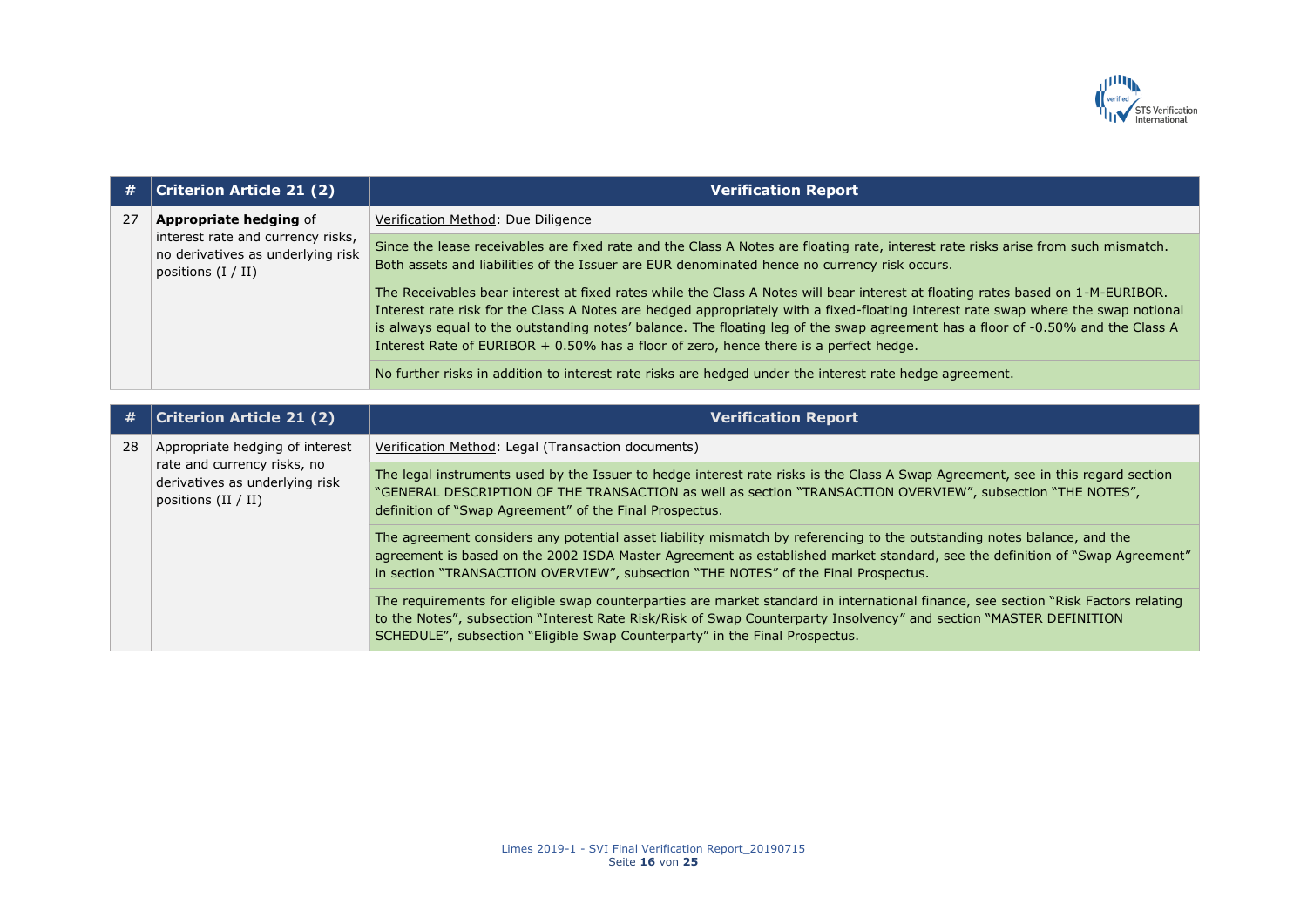| # | Criterion Article 21 (2) | Verification Report |
|---|---|---|
| 27 | **Appropriate hedging** of interest rate and currency risks, no derivatives as underlying risk positions (I / II) | Verification Method: Due Diligence |
| | | Since the lease receivables are fixed rate and the Class A Notes are floating rate, interest rate risks arise from such mismatch. Both assets and liabilities of the Issuer are EUR denominated hence no currency risk occurs. |
| | | The Receivables bear interest at fixed rates while the Class A Notes will bear interest at floating rates based on 1-M-EURIBOR. Interest rate risk for the Class A Notes are hedged appropriately with a fixed-floating interest rate swap where the swap notional is always equal to the outstanding notes' balance. The floating leg of the swap agreement has a floor of -0.50% and the Class A Interest Rate of EURIBOR + 0.50% has a floor of zero, hence there is a perfect hedge. |
| | | No further risks in addition to interest rate risks are hedged under the interest rate hedge agreement. |

| # | Criterion Article 21 (2) | Verification Report |
|---|---|---|
| 28 | Appropriate hedging of interest rate and currency risks, no derivatives as underlying risk positions (II / II) | Verification Method: Legal (Transaction documents) |
| | | The legal instruments used by the Issuer to hedge interest rate risks is the Class A Swap Agreement, see in this regard section "GENERAL DESCRIPTION OF THE TRANSACTION as well as section "TRANSACTION OVERVIEW", subsection "THE NOTES", definition of "Swap Agreement" of the Final Prospectus. |
| | | The agreement considers any potential asset liability mismatch by referencing to the outstanding notes balance, and the agreement is based on the 2002 ISDA Master Agreement as established market standard, see the definition of "Swap Agreement" in section "TRANSACTION OVERVIEW", subsection "THE NOTES" of the Final Prospectus. |
| | | The requirements for eligible swap counterparties are market standard in international finance, see section "Risk Factors relating to the Notes", subsection "Interest Rate Risk/Risk of Swap Counterparty Insolvency" and section "MASTER DEFINITION SCHEDULE", subsection "Eligible Swap Counterparty" in the Final Prospectus. |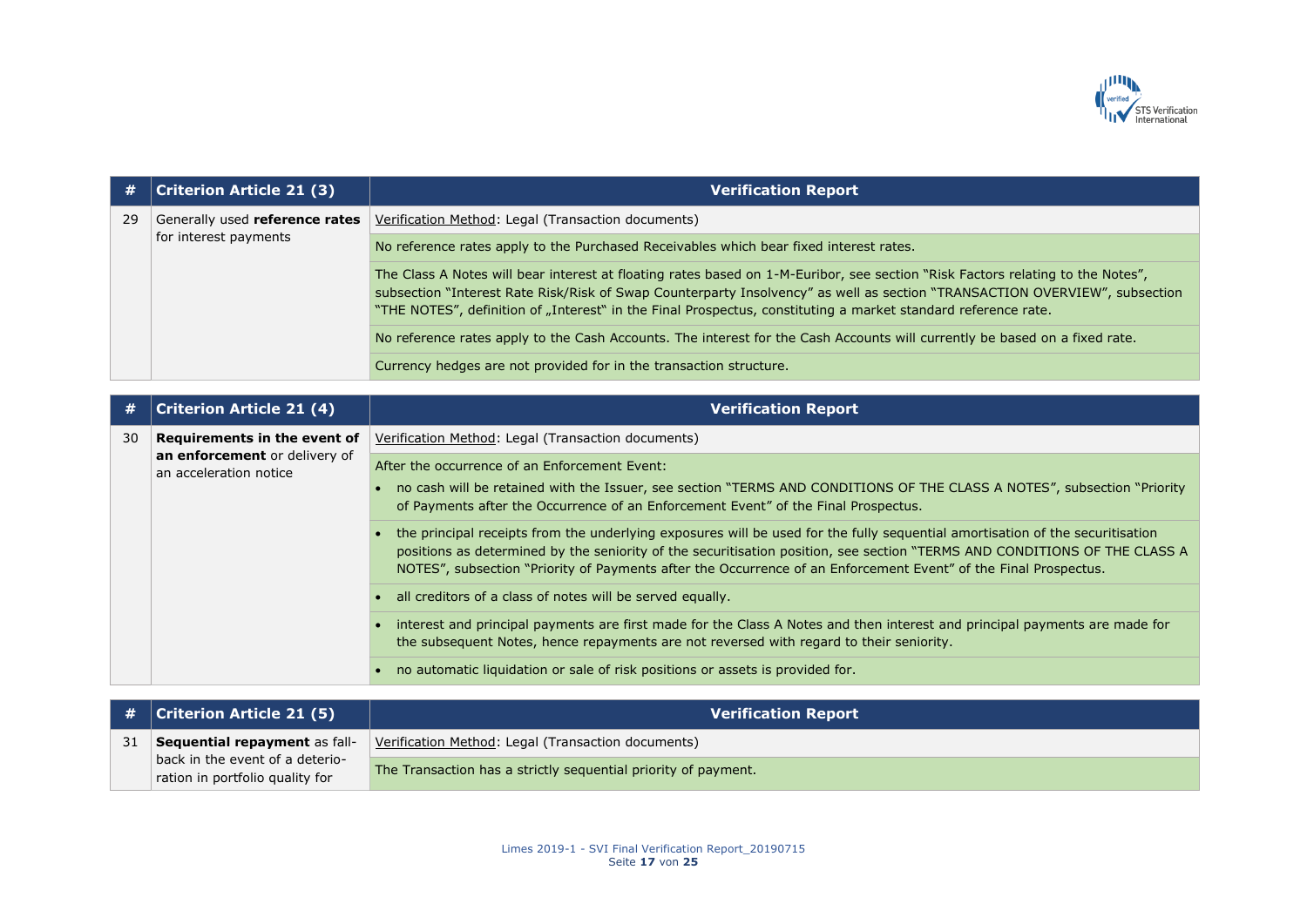| # | Criterion Article 21 (3) | Verification Report |
|---|---|---|
| 29 | Generally used **reference rates** for interest payments | Verification Method: Legal (Transaction documents) |
| | | No reference rates apply to the Purchased Receivables which bear fixed interest rates. |
| | | The Class A Notes will bear interest at floating rates based on 1-M-Euribor, see section "Risk Factors relating to the Notes", subsection "Interest Rate Risk/Risk of Swap Counterparty Insolvency" as well as section "TRANSACTION OVERVIEW", subsection "THE NOTES", definition of „Interest" in the Final Prospectus, constituting a market standard reference rate. |
| | | No reference rates apply to the Cash Accounts. The interest for the Cash Accounts will currently be based on a fixed rate. |
| | | Currency hedges are not provided for in the transaction structure. |

| # | Criterion Article 21 (4) | Verification Report |
|---|---|---|
| 30 | **Requirements in the event of an enforcement** or delivery of an acceleration notice | Verification Method: Legal (Transaction documents) |
| | | After the occurrence of an Enforcement Event:<br>• no cash will be retained with the Issuer, see section "TERMS AND CONDITIONS OF THE CLASS A NOTES", subsection "Priority of Payments after the Occurrence of an Enforcement Event" of the Final Prospectus. |
| | | • the principal receipts from the underlying exposures will be used for the fully sequential amortisation of the securitisation positions as determined by the seniority of the securitisation position, see section "TERMS AND CONDITIONS OF THE CLASS A NOTES", subsection "Priority of Payments after the Occurrence of an Enforcement Event" of the Final Prospectus. |
| | | • all creditors of a class of notes will be served equally. |
| | | • interest and principal payments are first made for the Class A Notes and then interest and principal payments are made for the subsequent Notes, hence repayments are not reversed with regard to their seniority. |
| | | • no automatic liquidation or sale of risk positions or assets is provided for. |

| # | Criterion Article 21 (5) | Verification Report |
|---|---|---|
| 31 | **Sequential repayment** as fall-back in the event of a deterio-ration in portfolio quality for | Verification Method: Legal (Transaction documents) |
| | | The Transaction has a strictly sequential priority of payment. |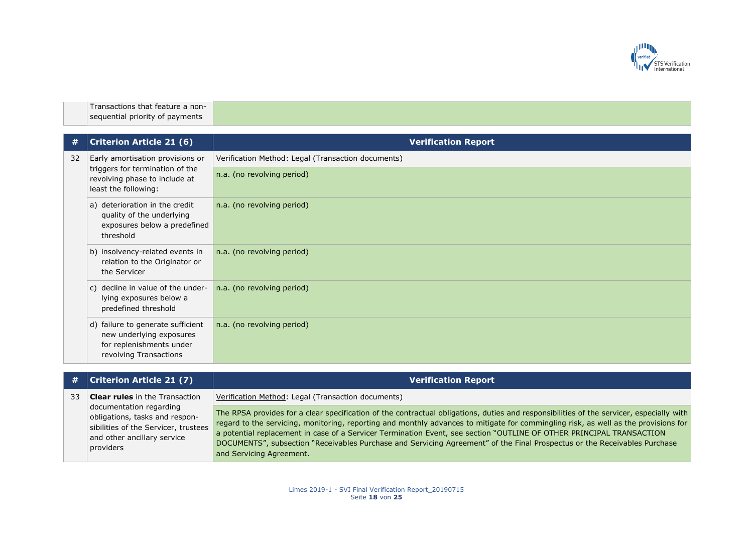| | Transactions that feature a non-sequential priority of payments | |
|---|---|---|

| # | Criterion Article 21 (6) | Verification Report |
|---|---|---|
| 32 | Early amortisation provisions or triggers for termination of the revolving phase to include at least the following: | Verification Method: Legal (Transaction documents) |
| | | n.a. (no revolving period) |
| | a) deterioration in the credit quality of the underlying exposures below a predefined threshold | n.a. (no revolving period) |
| | b) insolvency-related events in relation to the Originator or the Servicer | n.a. (no revolving period) |
| | c) decline in value of the underlying exposures below a predefined threshold | n.a. (no revolving period) |
| | d) failure to generate sufficient new underlying exposures for replenishments under revolving Transactions | n.a. (no revolving period) |

| # | Criterion Article 21 (7) | Verification Report |
|---|---|---|
| 33 | **Clear rules** in the Transaction documentation regarding obligations, tasks and responsibilities of the Servicer, trustees and other ancillary service providers | Verification Method: Legal (Transaction documents) |
| | | The RPSA provides for a clear specification of the contractual obligations, duties and responsibilities of the servicer, especially with regard to the servicing, monitoring, reporting and monthly advances to mitigate for commingling risk, as well as the provisions for a potential replacement in case of a Servicer Termination Event, see section "OUTLINE OF OTHER PRINCIPAL TRANSACTION DOCUMENTS", subsection "Receivables Purchase and Servicing Agreement" of the Final Prospectus or the Receivables Purchase and Servicing Agreement. |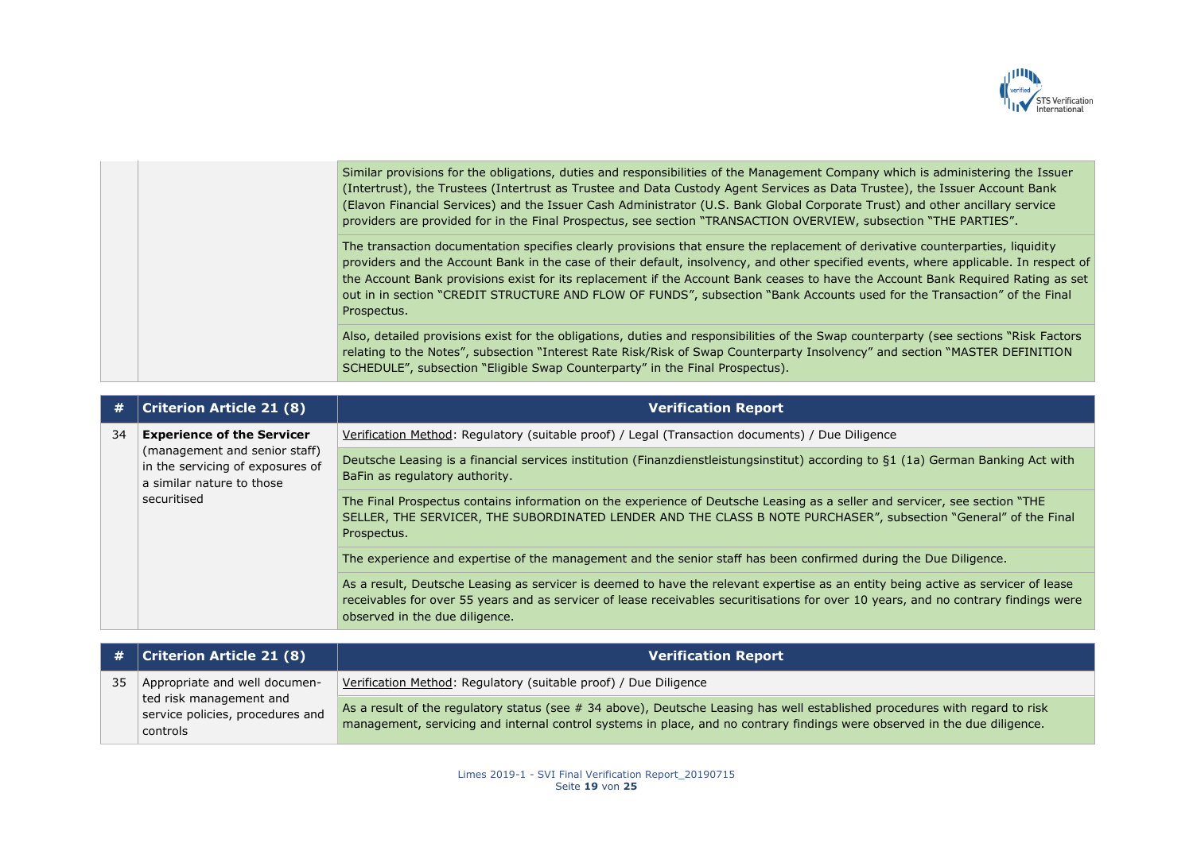| | | |
|---|---|---|
| | | Similar provisions for the obligations, duties and responsibilities of the Management Company which is administering the Issuer (Intertrust), the Trustees (Intertrust as Trustee and Data Custody Agent Services as Data Trustee), the Issuer Account Bank (Elavon Financial Services) and the Issuer Cash Administrator (U.S. Bank Global Corporate Trust) and other ancillary service providers are provided for in the Final Prospectus, see section "TRANSACTION OVERVIEW, subsection "THE PARTIES". |
| | | The transaction documentation specifies clearly provisions that ensure the replacement of derivative counterparties, liquidity providers and the Account Bank in the case of their default, insolvency, and other specified events, where applicable. In respect of the Account Bank provisions exist for its replacement if the Account Bank ceases to have the Account Bank Required Rating as set out in in section "CREDIT STRUCTURE AND FLOW OF FUNDS", subsection "Bank Accounts used for the Transaction" of the Final Prospectus. |
| | | Also, detailed provisions exist for the obligations, duties and responsibilities of the Swap counterparty (see sections "Risk Factors relating to the Notes", subsection "Interest Rate Risk/Risk of Swap Counterparty Insolvency" and section "MASTER DEFINITION SCHEDULE", subsection "Eligible Swap Counterparty" in the Final Prospectus). |

| # | Criterion Article 21 (8) | Verification Report |
|---|---|---|
| 34 | **Experience of the Servicer** (management and senior staff) in the servicing of exposures of a similar nature to those securitised | Verification Method: Regulatory (suitable proof) / Legal (Transaction documents) / Due Diligence |
| | | Deutsche Leasing is a financial services institution (Finanzdienstleistungsinstitut) according to §1 (1a) German Banking Act with BaFin as regulatory authority. |
| | | The Final Prospectus contains information on the experience of Deutsche Leasing as a seller and servicer, see section "THE SELLER, THE SERVICER, THE SUBORDINATED LENDER AND THE CLASS B NOTE PURCHASER", subsection "General" of the Final Prospectus. |
| | | The experience and expertise of the management and the senior staff has been confirmed during the Due Diligence. |
| | | As a result, Deutsche Leasing as servicer is deemed to have the relevant expertise as an entity being active as servicer of lease receivables for over 55 years and as servicer of lease receivables securitisations for over 10 years, and no contrary findings were observed in the due diligence. |

| # | Criterion Article 21 (8) | Verification Report |
|---|---|---|
| 35 | Appropriate and well documented risk management and service policies, procedures and controls | Verification Method: Regulatory (suitable proof) / Due Diligence |
| | | As a result of the regulatory status (see # 34 above), Deutsche Leasing has well established procedures with regard to risk management, servicing and internal control systems in place, and no contrary findings were observed in the due diligence. |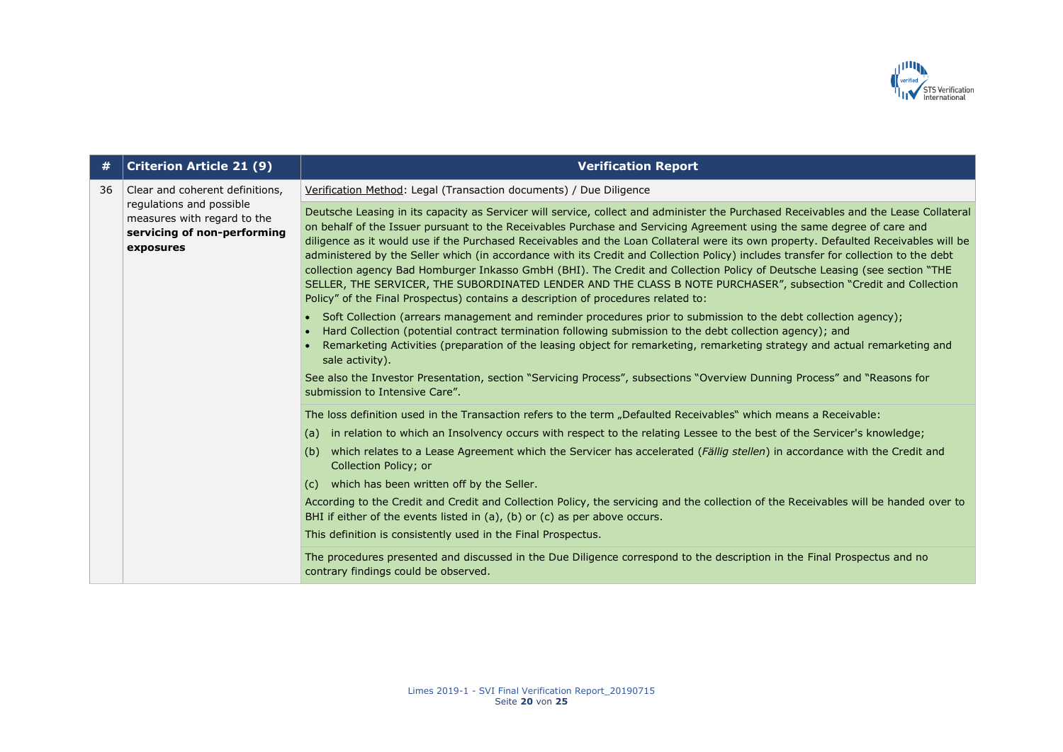| # | Criterion Article 21 (9) | Verification Report |
|---|---|---|
| 36 | Clear and coherent definitions, regulations and possible measures with regard to the **servicing of non-performing exposures** | Verification Method: Legal (Transaction documents) / Due Diligence |
| | | Deutsche Leasing in its capacity as Servicer will service, collect and administer the Purchased Receivables and the Lease Collateral on behalf of the Issuer pursuant to the Receivables Purchase and Servicing Agreement using the same degree of care and diligence as it would use if the Purchased Receivables and the Loan Collateral were its own property. Defaulted Receivables will be administered by the Seller which (in accordance with its Credit and Collection Policy) includes transfer for collection to the debt collection agency Bad Homburger Inkasso GmbH (BHI). The Credit and Collection Policy of Deutsche Leasing (see section "THE SELLER, THE SERVICER, THE SUBORDINATED LENDER AND THE CLASS B NOTE PURCHASER", subsection "Credit and Collection Policy" of the Final Prospectus) contains a description of procedures related to:<br>• Soft Collection (arrears management and reminder procedures prior to submission to the debt collection agency);<br>• Hard Collection (potential contract termination following submission to the debt collection agency); and<br>• Remarketing Activities (preparation of the leasing object for remarketing, remarketing strategy and actual remarketing and sale activity).<br>See also the Investor Presentation, section "Servicing Process", subsections "Overview Dunning Process" and "Reasons for submission to Intensive Care". |
| | | The loss definition used in the Transaction refers to the term „Defaulted Receivables" which means a Receivable:<br>(a) in relation to which an Insolvency occurs with respect to the relating Lessee to the best of the Servicer's knowledge;<br>(b) which relates to a Lease Agreement which the Servicer has accelerated (*Fällig stellen*) in accordance with the Credit and Collection Policy; or<br>(c) which has been written off by the Seller.<br>According to the Credit and Credit and Collection Policy, the servicing and the collection of the Receivables will be handed over to BHI if either of the events listed in (a), (b) or (c) as per above occurs.<br>This definition is consistently used in the Final Prospectus. |
| | | The procedures presented and discussed in the Due Diligence correspond to the description in the Final Prospectus and no contrary findings could be observed. |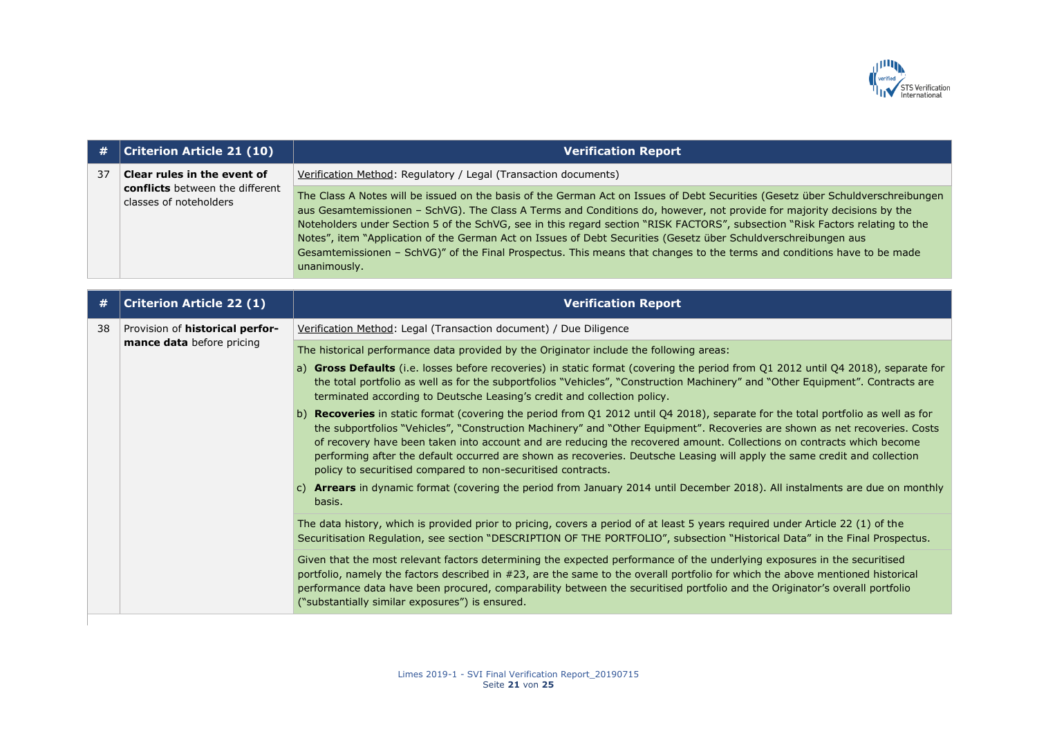| # | Criterion Article 21 (10) | Verification Report |
|---|---|---|
| 37 | **Clear rules in the event of conflicts** between the different classes of noteholders | Verification Method: Regulatory / Legal (Transaction documents) |
| | | The Class A Notes will be issued on the basis of the German Act on Issues of Debt Securities (Gesetz über Schuldverschreibungen aus Gesamtemissionen – SchVG). The Class A Terms and Conditions do, however, not provide for majority decisions by the Noteholders under Section 5 of the SchVG, see in this regard section "RISK FACTORS", subsection "Risk Factors relating to the Notes", item "Application of the German Act on Issues of Debt Securities (Gesetz über Schuldverschreibungen aus Gesamtemissionen – SchVG)" of the Final Prospectus. This means that changes to the terms and conditions have to be made unanimously. |

| # | Criterion Article 22 (1) | Verification Report |
|---|---|---|
| 38 | Provision of **historical performance data** before pricing | Verification Method: Legal (Transaction document) / Due Diligence |
| | | The historical performance data provided by the Originator include the following areas:<br>a) **Gross Defaults** (i.e. losses before recoveries) in static format (covering the period from Q1 2012 until Q4 2018), separate for the total portfolio as well as for the subportfolios "Vehicles", "Construction Machinery" and "Other Equipment". Contracts are terminated according to Deutsche Leasing's credit and collection policy.<br>b) **Recoveries** in static format (covering the period from Q1 2012 until Q4 2018), separate for the total portfolio as well as for the subportfolios "Vehicles", "Construction Machinery" and "Other Equipment". Recoveries are shown as net recoveries. Costs of recovery have been taken into account and are reducing the recovered amount. Collections on contracts which become performing after the default occurred are shown as recoveries. Deutsche Leasing will apply the same credit and collection policy to securitised compared to non-securitised contracts.<br>c) **Arrears** in dynamic format (covering the period from January 2014 until December 2018). All instalments are due on monthly basis. |
| | | The data history, which is provided prior to pricing, covers a period of at least 5 years required under Article 22 (1) of the Securitisation Regulation, see section "DESCRIPTION OF THE PORTFOLIO", subsection "Historical Data" in the Final Prospectus. |
| | | Given that the most relevant factors determining the expected performance of the underlying exposures in the securitised portfolio, namely the factors described in #23, are the same to the overall portfolio for which the above mentioned historical performance data have been procured, comparability between the securitised portfolio and the Originator's overall portfolio ("substantially similar exposures") is ensured. |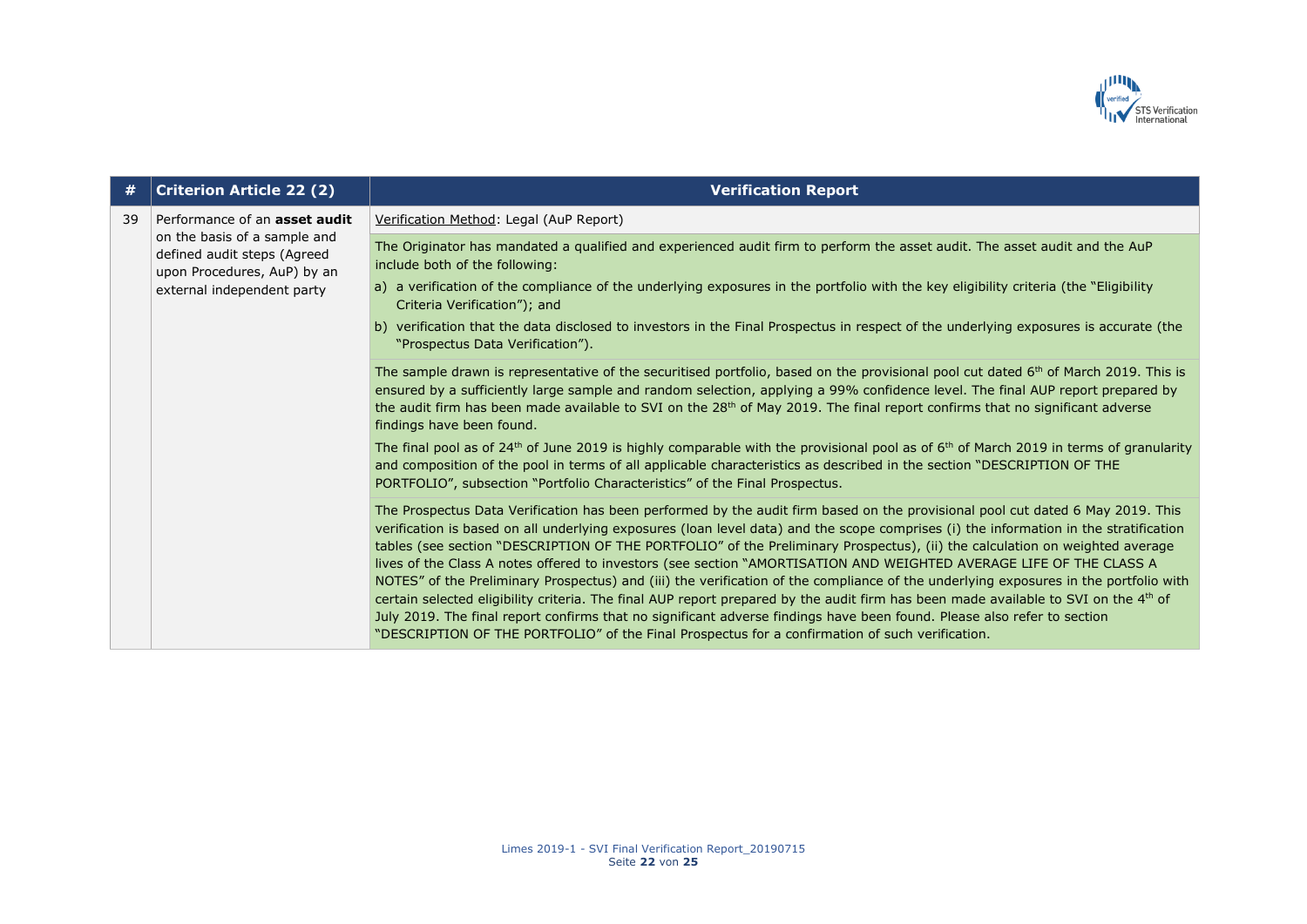| # | Criterion Article 22 (2) | Verification Report |
|---|---|---|
| 39 | Performance of an **asset audit** on the basis of a sample and defined audit steps (Agreed upon Procedures, AuP) by an external independent party | <u>Verification Method</u>: Legal (AuP Report) |
| | | The Originator has mandated a qualified and experienced audit firm to perform the asset audit. The asset audit and the AuP include both of the following:<br>a) a verification of the compliance of the underlying exposures in the portfolio with the key eligibility criteria (the "Eligibility Criteria Verification"); and<br>b) verification that the data disclosed to investors in the Final Prospectus in respect of the underlying exposures is accurate (the "Prospectus Data Verification"). |
| | | The sample drawn is representative of the securitised portfolio, based on the provisional pool cut dated 6th of March 2019. This is ensured by a sufficiently large sample and random selection, applying a 99% confidence level. The final AUP report prepared by the audit firm has been made available to SVI on the 28th of May 2019. The final report confirms that no significant adverse findings have been found.<br>The final pool as of 24th of June 2019 is highly comparable with the provisional pool as of 6th of March 2019 in terms of granularity and composition of the pool in terms of all applicable characteristics as described in the section "DESCRIPTION OF THE PORTFOLIO", subsection "Portfolio Characteristics" of the Final Prospectus. |
| | | The Prospectus Data Verification has been performed by the audit firm based on the provisional pool cut dated 6 May 2019. This verification is based on all underlying exposures (loan level data) and the scope comprises (i) the information in the stratification tables (see section "DESCRIPTION OF THE PORTFOLIO" of the Preliminary Prospectus), (ii) the calculation on weighted average lives of the Class A notes offered to investors (see section "AMORTISATION AND WEIGHTED AVERAGE LIFE OF THE CLASS A NOTES" of the Preliminary Prospectus) and (iii) the verification of the compliance of the underlying exposures in the portfolio with certain selected eligibility criteria. The final AUP report prepared by the audit firm has been made available to SVI on the 4th of July 2019. The final report confirms that no significant adverse findings have been found. Please also refer to section "DESCRIPTION OF THE PORTFOLIO" of the Final Prospectus for a confirmation of such verification. |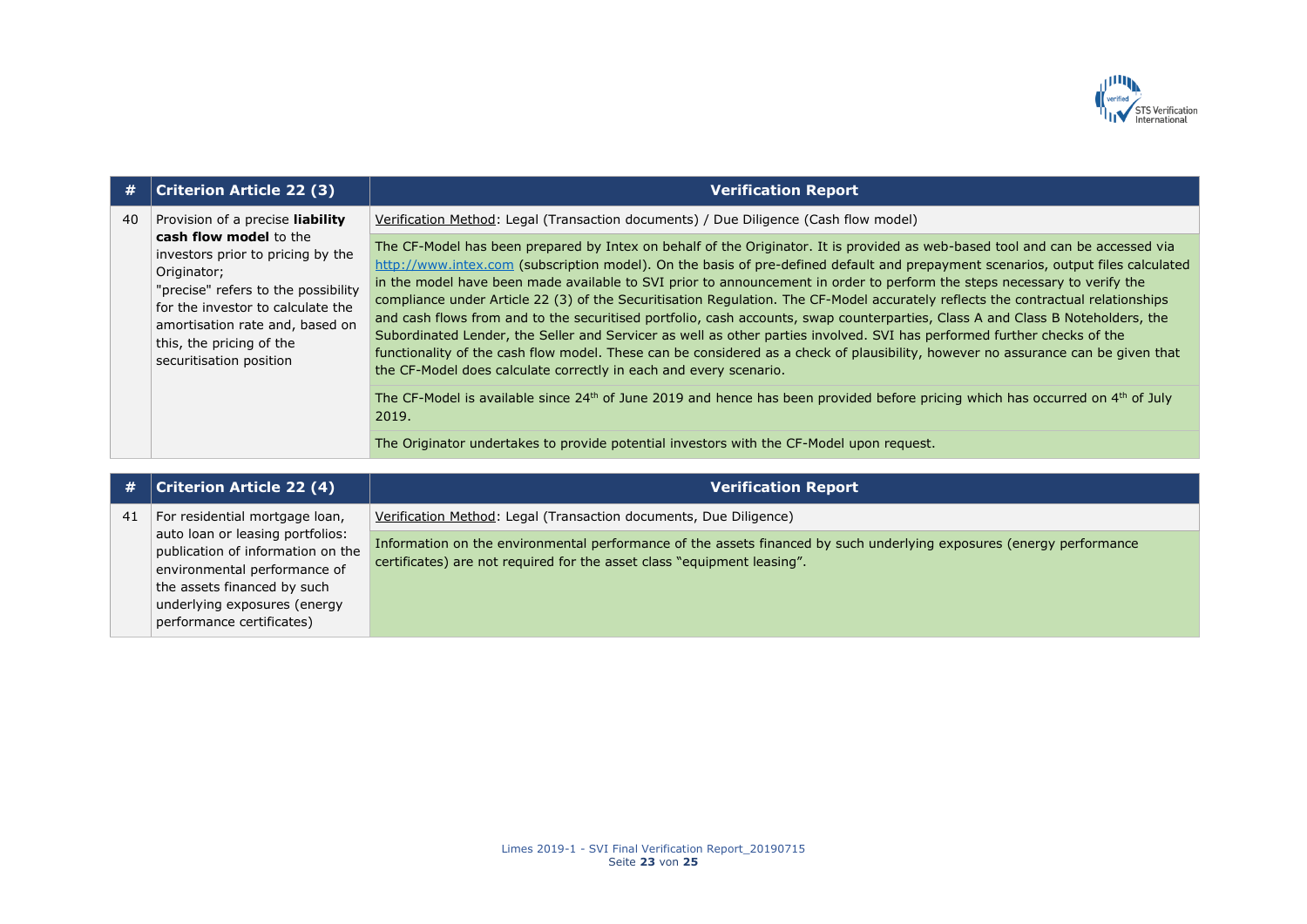| # | Criterion Article 22 (3) | Verification Report |
|---|---|---|
| 40 | Provision of a precise **liability cash flow model** to the investors prior to pricing by the Originator; "precise" refers to the possibility for the investor to calculate the amortisation rate and, based on this, the pricing of the securitisation position | Verification Method: Legal (Transaction documents) / Due Diligence (Cash flow model) |
| | | The CF-Model has been prepared by Intex on behalf of the Originator. It is provided as web-based tool and can be accessed via http://www.intex.com (subscription model). On the basis of pre-defined default and prepayment scenarios, output files calculated in the model have been made available to SVI prior to announcement in order to perform the steps necessary to verify the compliance under Article 22 (3) of the Securitisation Regulation. The CF-Model accurately reflects the contractual relationships and cash flows from and to the securitised portfolio, cash accounts, swap counterparties, Class A and Class B Noteholders, the Subordinated Lender, the Seller and Servicer as well as other parties involved. SVI has performed further checks of the functionality of the cash flow model. These can be considered as a check of plausibility, however no assurance can be given that the CF-Model does calculate correctly in each and every scenario. |
| | | The CF-Model is available since 24th of June 2019 and hence has been provided before pricing which has occurred on 4th of July 2019. |
| | | The Originator undertakes to provide potential investors with the CF-Model upon request. |

| # | Criterion Article 22 (4) | Verification Report |
|---|---|---|
| 41 | For residential mortgage loan, auto loan or leasing portfolios: publication of information on the environmental performance of the assets financed by such underlying exposures (energy performance certificates) | Verification Method: Legal (Transaction documents, Due Diligence) |
| | | Information on the environmental performance of the assets financed by such underlying exposures (energy performance certificates) are not required for the asset class "equipment leasing". |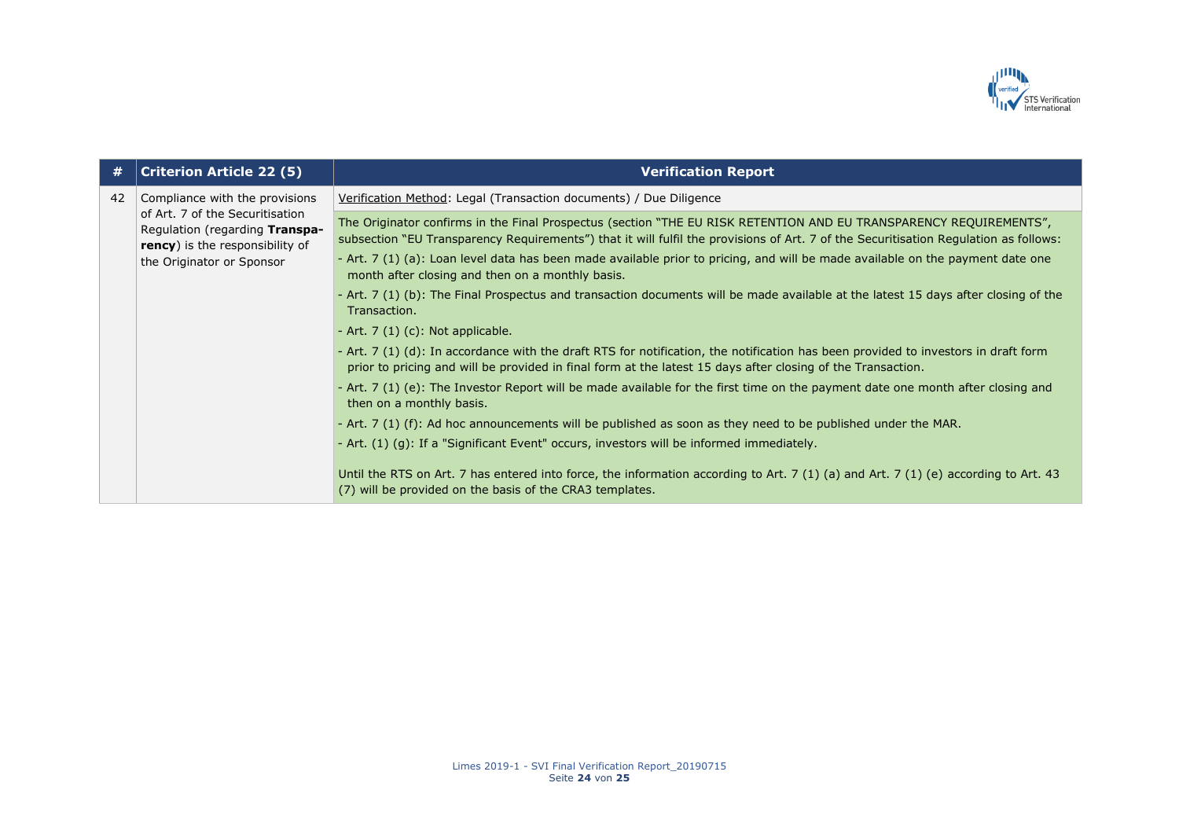| # | Criterion Article 22 (5) | Verification Report |
|---|---|---|
| 42 | Compliance with the provisions of Art. 7 of the Securitisation Regulation (regarding **Transparency**) is the responsibility of the Originator or Sponsor | Verification Method: Legal (Transaction documents) / Due Diligence |
| | | The Originator confirms in the Final Prospectus (section "THE EU RISK RETENTION AND EU TRANSPARENCY REQUIREMENTS", subsection "EU Transparency Requirements") that it will fulfil the provisions of Art. 7 of the Securitisation Regulation as follows:<br>- Art. 7 (1) (a): Loan level data has been made available prior to pricing, and will be made available on the payment date one month after closing and then on a monthly basis.<br>- Art. 7 (1) (b): The Final Prospectus and transaction documents will be made available at the latest 15 days after closing of the Transaction.<br>- Art. 7 (1) (c): Not applicable.<br>- Art. 7 (1) (d): In accordance with the draft RTS for notification, the notification has been provided to investors in draft form prior to pricing and will be provided in final form at the latest 15 days after closing of the Transaction.<br>- Art. 7 (1) (e): The Investor Report will be made available for the first time on the payment date one month after closing and then on a monthly basis.<br>- Art. 7 (1) (f): Ad hoc announcements will be published as soon as they need to be published under the MAR.<br>- Art. (1) (g): If a "Significant Event" occurs, investors will be informed immediately.<br><br>Until the RTS on Art. 7 has entered into force, the information according to Art. 7 (1) (a) and Art. 7 (1) (e) according to Art. 43 (7) will be provided on the basis of the CRA3 templates. |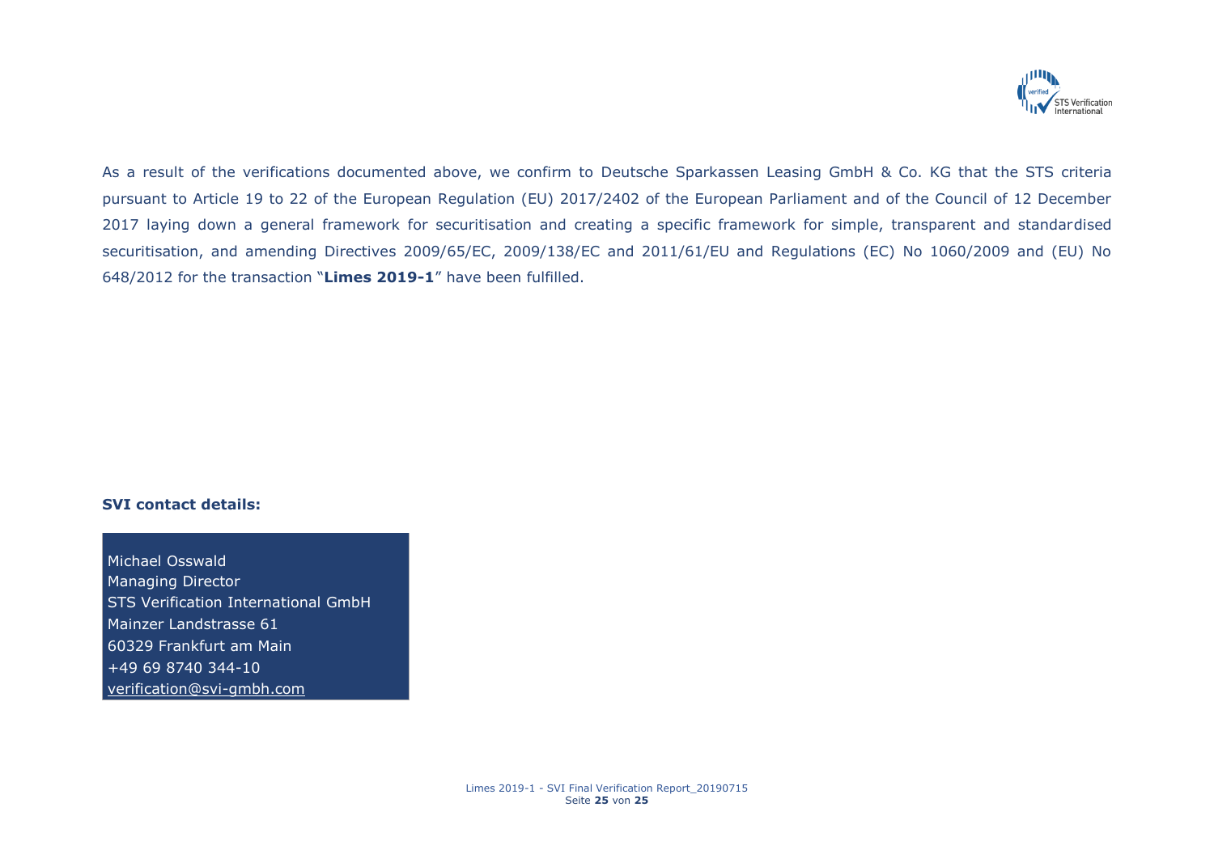As a result of the verifications documented above, we confirm to Deutsche Sparkassen Leasing GmbH & Co. KG that the STS criteria pursuant to Article 19 to 22 of the European Regulation (EU) 2017/2402 of the European Parliament and of the Council of 12 December 2017 laying down a general framework for securitisation and creating a specific framework for simple, transparent and standardised securitisation, and amending Directives 2009/65/EC, 2009/138/EC and 2011/61/EU and Regulations (EC) No 1060/2009 and (EU) No 648/2012 for the transaction "**Limes 2019-1**" have been fulfilled.

**SVI contact details:**

Michael Osswald
Managing Director
STS Verification International GmbH
Mainzer Landstrasse 61
60329 Frankfurt am Main
+49 69 8740 344-10
verification@svi-gmbh.com